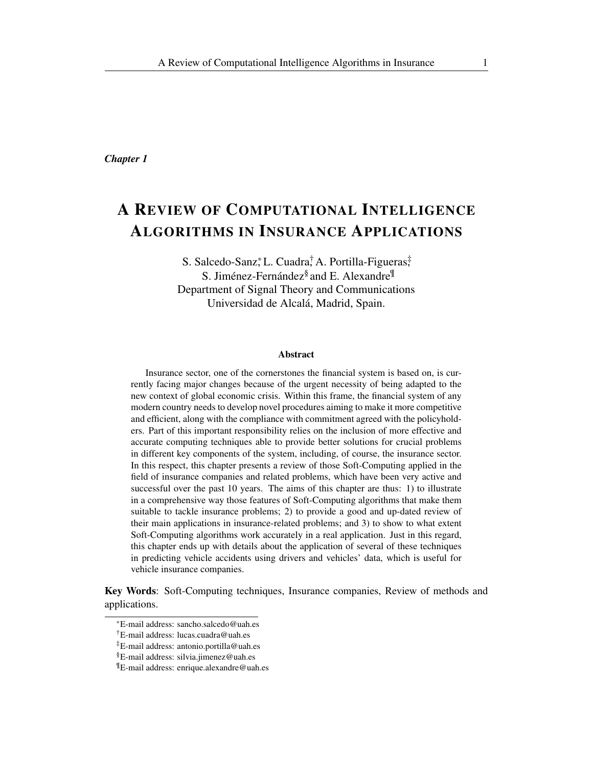*Chapter 1*

# A REVIEW OF COMPUTATIONAL INTELLIGENCE ALGORITHMS IN INSURANCE APPLICATIONS

S. Salcedo-Sanz[*], L. Cuadra[†], A. Portilla-Figueras[‡], S. Jiménez-Fernández[§] and E. Alexandre[¶]
Department of Signal Theory and Communications
Universidad de Alcalá, Madrid, Spain.

### Abstract

Insurance sector, one of the cornerstones the financial system is based on, is currently facing major changes because of the urgent necessity of being adapted to the new context of global economic crisis. Within this frame, the financial system of any modern country needs to develop novel procedures aiming to make it more competitive and efficient, along with the compliance with commitment agreed with the policyholders. Part of this important responsibility relies on the inclusion of more effective and accurate computing techniques able to provide better solutions for crucial problems in different key components of the system, including, of course, the insurance sector. In this respect, this chapter presents a review of those Soft-Computing applied in the field of insurance companies and related problems, which have been very active and successful over the past 10 years. The aims of this chapter are thus: 1) to illustrate in a comprehensive way those features of Soft-Computing algorithms that make them suitable to tackle insurance problems; 2) to provide a good and up-dated review of their main applications in insurance-related problems; and 3) to show to what extent Soft-Computing algorithms work accurately in a real application. Just in this regard, this chapter ends up with details about the application of several of these techniques in predicting vehicle accidents using drivers and vehicles' data, which is useful for vehicle insurance companies.

**Key Words**: Soft-Computing techniques, Insurance companies, Review of methods and applications.

[*] E-mail address: sancho.salcedo@uah.es
[†] E-mail address: lucas.cuadra@uah.es
[‡] E-mail address: antonio.portilla@uah.es
[§] E-mail address: silvia.jimenez@uah.es
[¶] E-mail address: enrique.alexandre@uah.es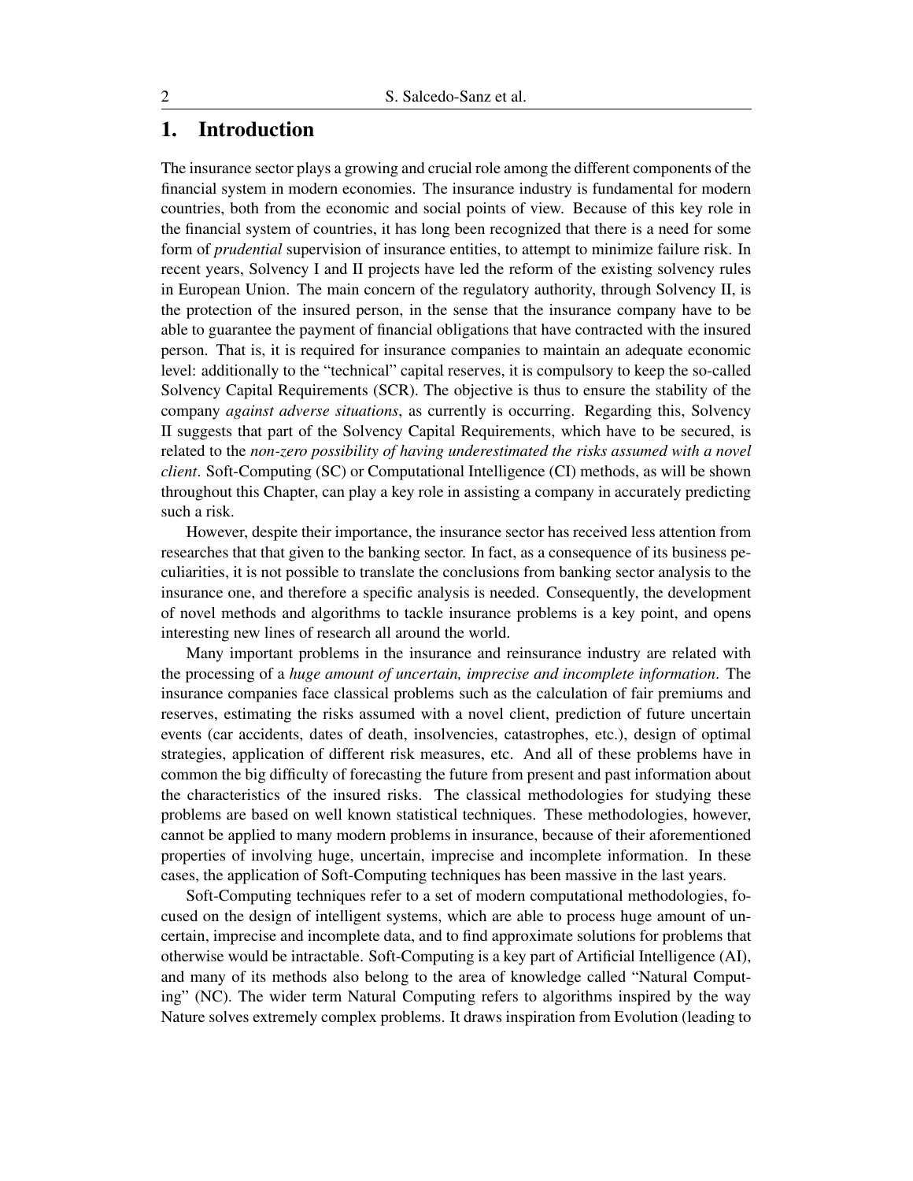## 1. Introduction

The insurance sector plays a growing and crucial role among the different components of the financial system in modern economies. The insurance industry is fundamental for modern countries, both from the economic and social points of view. Because of this key role in the financial system of countries, it has long been recognized that there is a need for some form of *prudential* supervision of insurance entities, to attempt to minimize failure risk. In recent years, Solvency I and II projects have led the reform of the existing solvency rules in European Union. The main concern of the regulatory authority, through Solvency II, is the protection of the insured person, in the sense that the insurance company have to be able to guarantee the payment of financial obligations that have contracted with the insured person. That is, it is required for insurance companies to maintain an adequate economic level: additionally to the "technical" capital reserves, it is compulsory to keep the so-called Solvency Capital Requirements (SCR). The objective is thus to ensure the stability of the company *against adverse situations*, as currently is occurring. Regarding this, Solvency II suggests that part of the Solvency Capital Requirements, which have to be secured, is related to the *non-zero possibility of having underestimated the risks assumed with a novel client*. Soft-Computing (SC) or Computational Intelligence (CI) methods, as will be shown throughout this Chapter, can play a key role in assisting a company in accurately predicting such a risk.

However, despite their importance, the insurance sector has received less attention from researches that that given to the banking sector. In fact, as a consequence of its business peculiarities, it is not possible to translate the conclusions from banking sector analysis to the insurance one, and therefore a specific analysis is needed. Consequently, the development of novel methods and algorithms to tackle insurance problems is a key point, and opens interesting new lines of research all around the world.

Many important problems in the insurance and reinsurance industry are related with the processing of a *huge amount of uncertain, imprecise and incomplete information*. The insurance companies face classical problems such as the calculation of fair premiums and reserves, estimating the risks assumed with a novel client, prediction of future uncertain events (car accidents, dates of death, insolvencies, catastrophes, etc.), design of optimal strategies, application of different risk measures, etc. And all of these problems have in common the big difficulty of forecasting the future from present and past information about the characteristics of the insured risks. The classical methodologies for studying these problems are based on well known statistical techniques. These methodologies, however, cannot be applied to many modern problems in insurance, because of their aforementioned properties of involving huge, uncertain, imprecise and incomplete information. In these cases, the application of Soft-Computing techniques has been massive in the last years.

Soft-Computing techniques refer to a set of modern computational methodologies, focused on the design of intelligent systems, which are able to process huge amount of uncertain, imprecise and incomplete data, and to find approximate solutions for problems that otherwise would be intractable. Soft-Computing is a key part of Artificial Intelligence (AI), and many of its methods also belong to the area of knowledge called "Natural Computing" (NC). The wider term Natural Computing refers to algorithms inspired by the way Nature solves extremely complex problems. It draws inspiration from Evolution (leading to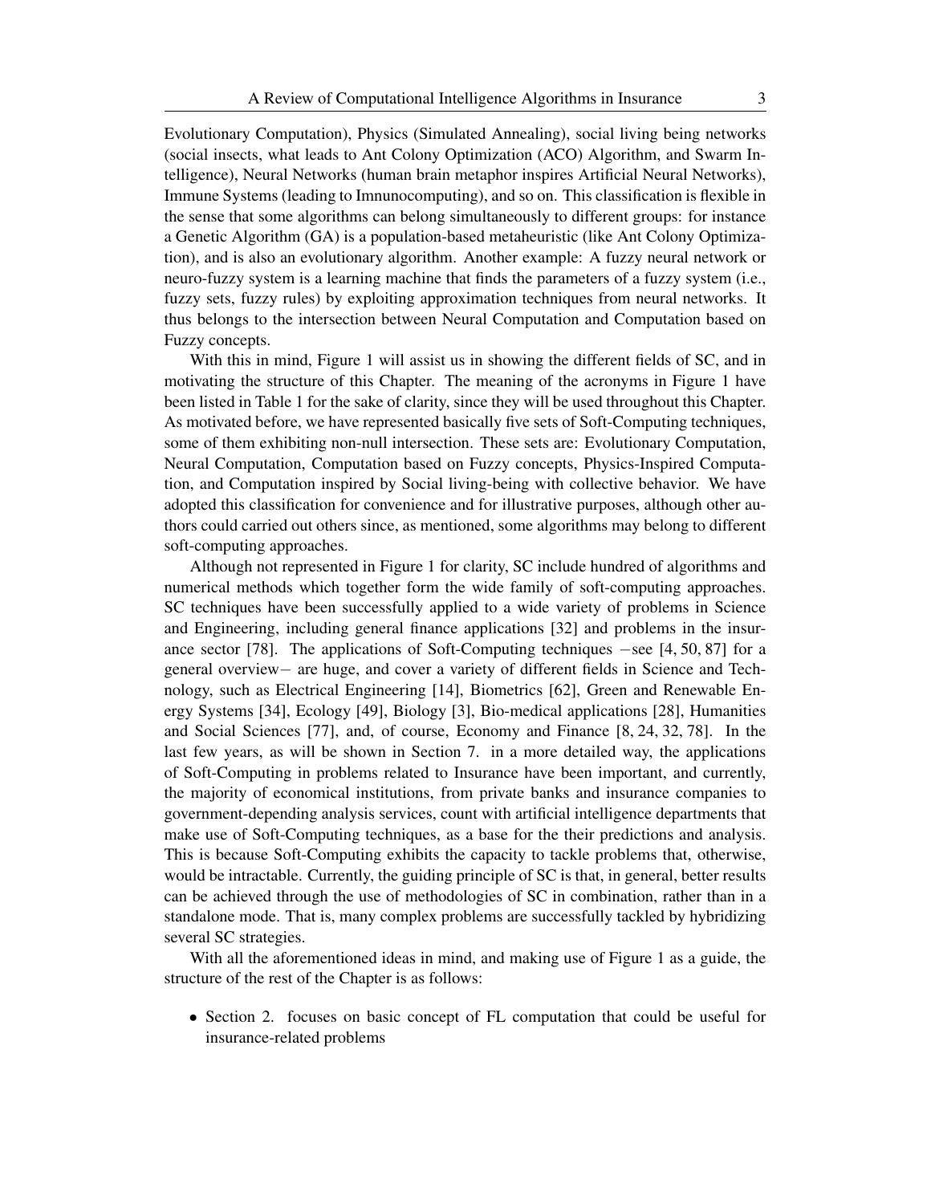Evolutionary Computation), Physics (Simulated Annealing), social living being networks (social insects, what leads to Ant Colony Optimization (ACO) Algorithm, and Swarm Intelligence), Neural Networks (human brain metaphor inspires Artificial Neural Networks), Immune Systems (leading to Imnunocomputing), and so on. This classification is flexible in the sense that some algorithms can belong simultaneously to different groups: for instance a Genetic Algorithm (GA) is a population-based metaheuristic (like Ant Colony Optimization), and is also an evolutionary algorithm. Another example: A fuzzy neural network or neuro-fuzzy system is a learning machine that finds the parameters of a fuzzy system (i.e., fuzzy sets, fuzzy rules) by exploiting approximation techniques from neural networks. It thus belongs to the intersection between Neural Computation and Computation based on Fuzzy concepts.

With this in mind, Figure 1 will assist us in showing the different fields of SC, and in motivating the structure of this Chapter. The meaning of the acronyms in Figure 1 have been listed in Table 1 for the sake of clarity, since they will be used throughout this Chapter. As motivated before, we have represented basically five sets of Soft-Computing techniques, some of them exhibiting non-null intersection. These sets are: Evolutionary Computation, Neural Computation, Computation based on Fuzzy concepts, Physics-Inspired Computation, and Computation inspired by Social living-being with collective behavior. We have adopted this classification for convenience and for illustrative purposes, although other authors could carried out others since, as mentioned, some algorithms may belong to different soft-computing approaches.

Although not represented in Figure 1 for clarity, SC include hundred of algorithms and numerical methods which together form the wide family of soft-computing approaches. SC techniques have been successfully applied to a wide variety of problems in Science and Engineering, including general finance applications [32] and problems in the insurance sector [78]. The applications of Soft-Computing techniques −see [4, 50, 87] for a general overview− are huge, and cover a variety of different fields in Science and Technology, such as Electrical Engineering [14], Biometrics [62], Green and Renewable Energy Systems [34], Ecology [49], Biology [3], Bio-medical applications [28], Humanities and Social Sciences [77], and, of course, Economy and Finance [8, 24, 32, 78]. In the last few years, as will be shown in Section 7. in a more detailed way, the applications of Soft-Computing in problems related to Insurance have been important, and currently, the majority of economical institutions, from private banks and insurance companies to government-depending analysis services, count with artificial intelligence departments that make use of Soft-Computing techniques, as a base for the their predictions and analysis. This is because Soft-Computing exhibits the capacity to tackle problems that, otherwise, would be intractable. Currently, the guiding principle of SC is that, in general, better results can be achieved through the use of methodologies of SC in combination, rather than in a standalone mode. That is, many complex problems are successfully tackled by hybridizing several SC strategies.

With all the aforementioned ideas in mind, and making use of Figure 1 as a guide, the structure of the rest of the Chapter is as follows:

- Section 2. focuses on basic concept of FL computation that could be useful for insurance-related problems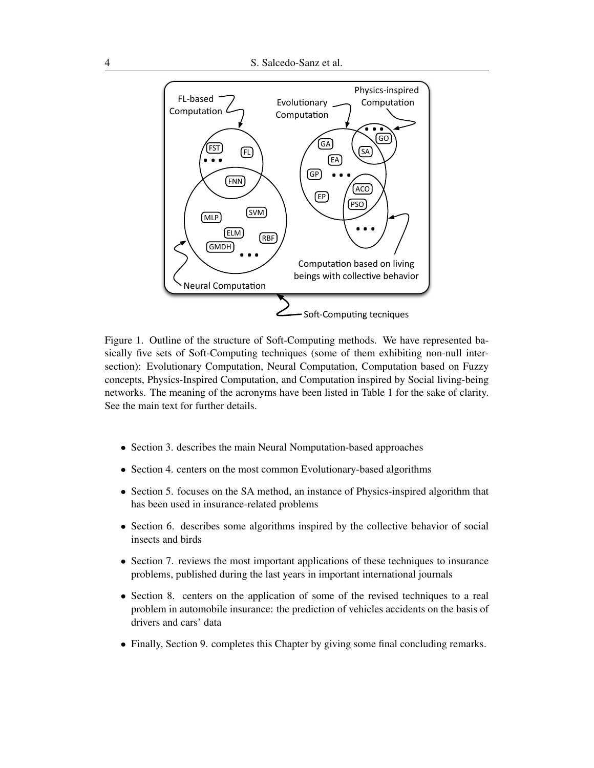Figure 1. Outline of the structure of Soft-Computing methods. We have represented basically five sets of Soft-Computing techniques (some of them exhibiting non-null intersection): Evolutionary Computation, Neural Computation, Computation based on Fuzzy concepts, Physics-Inspired Computation, and Computation inspired by Social living-being networks. The meaning of the acronyms have been listed in Table 1 for the sake of clarity. See the main text for further details.

- Section 3. describes the main Neural Nomputation-based approaches
- Section 4. centers on the most common Evolutionary-based algorithms
- Section 5. focuses on the SA method, an instance of Physics-inspired algorithm that has been used in insurance-related problems
- Section 6. describes some algorithms inspired by the collective behavior of social insects and birds
- Section 7. reviews the most important applications of these techniques to insurance problems, published during the last years in important international journals
- Section 8. centers on the application of some of the revised techniques to a real problem in automobile insurance: the prediction of vehicles accidents on the basis of drivers and cars' data
- Finally, Section 9. completes this Chapter by giving some final concluding remarks.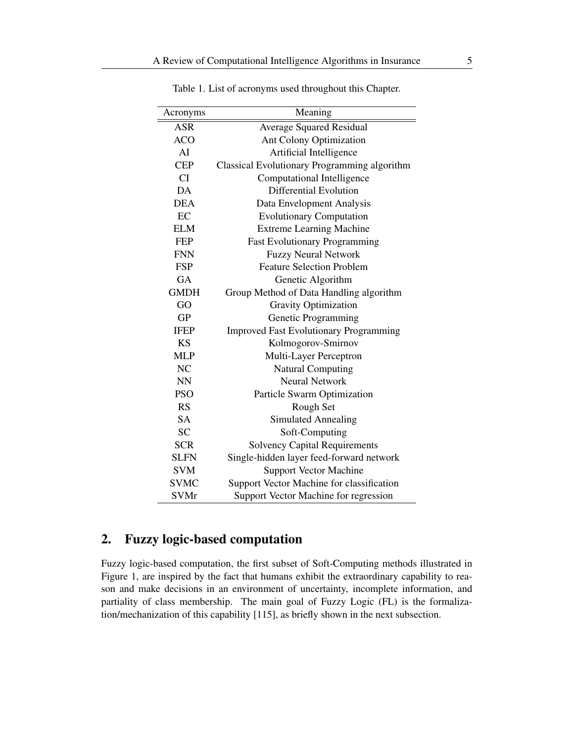Table 1. List of acronyms used throughout this Chapter.

| Acronyms | Meaning |
| --- | --- |
| ASR | Average Squared Residual |
| ACO | Ant Colony Optimization |
| AI | Artificial Intelligence |
| CEP | Classical Evolutionary Programming algorithm |
| CI | Computational Intelligence |
| DA | Differential Evolution |
| DEA | Data Envelopment Analysis |
| EC | Evolutionary Computation |
| ELM | Extreme Learning Machine |
| FEP | Fast Evolutionary Programming |
| FNN | Fuzzy Neural Network |
| FSP | Feature Selection Problem |
| GA | Genetic Algorithm |
| GMDH | Group Method of Data Handling algorithm |
| GO | Gravity Optimization |
| GP | Genetic Programming |
| IFEP | Improved Fast Evolutionary Programming |
| KS | Kolmogorov-Smirnov |
| MLP | Multi-Layer Perceptron |
| NC | Natural Computing |
| NN | Neural Network |
| PSO | Particle Swarm Optimization |
| RS | Rough Set |
| SA | Simulated Annealing |
| SC | Soft-Computing |
| SCR | Solvency Capital Requirements |
| SLFN | Single-hidden layer feed-forward network |
| SVM | Support Vector Machine |
| SVMC | Support Vector Machine for classification |
| SVMr | Support Vector Machine for regression |

## 2. Fuzzy logic-based computation

Fuzzy logic-based computation, the first subset of Soft-Computing methods illustrated in Figure 1, are inspired by the fact that humans exhibit the extraordinary capability to reason and make decisions in an environment of uncertainty, incomplete information, and partiality of class membership. The main goal of Fuzzy Logic (FL) is the formalization/mechanization of this capability [115], as briefly shown in the next subsection.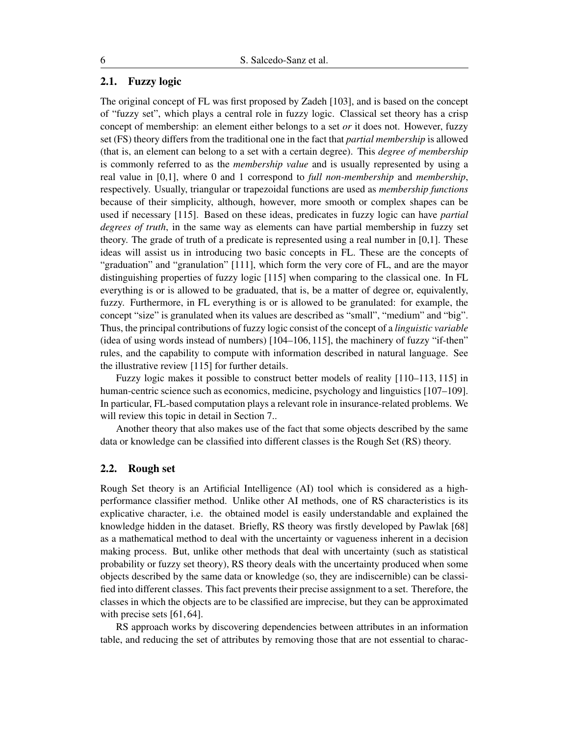## 2.1. Fuzzy logic

The original concept of FL was first proposed by Zadeh [103], and is based on the concept of "fuzzy set", which plays a central role in fuzzy logic. Classical set theory has a crisp concept of membership: an element either belongs to a set *or* it does not. However, fuzzy set (FS) theory differs from the traditional one in the fact that *partial membership* is allowed (that is, an element can belong to a set with a certain degree). This *degree of membership* is commonly referred to as the *membership value* and is usually represented by using a real value in [0,1], where 0 and 1 correspond to *full non-membership* and *membership*, respectively. Usually, triangular or trapezoidal functions are used as *membership functions* because of their simplicity, although, however, more smooth or complex shapes can be used if necessary [115]. Based on these ideas, predicates in fuzzy logic can have *partial degrees of truth*, in the same way as elements can have partial membership in fuzzy set theory. The grade of truth of a predicate is represented using a real number in [0,1]. These ideas will assist us in introducing two basic concepts in FL. These are the concepts of "graduation" and "granulation" [111], which form the very core of FL, and are the mayor distinguishing properties of fuzzy logic [115] when comparing to the classical one. In FL everything is or is allowed to be graduated, that is, be a matter of degree or, equivalently, fuzzy. Furthermore, in FL everything is or is allowed to be granulated: for example, the concept "size" is granulated when its values are described as "small", "medium" and "big". Thus, the principal contributions of fuzzy logic consist of the concept of a *linguistic variable* (idea of using words instead of numbers) [104–106, 115], the machinery of fuzzy "if-then" rules, and the capability to compute with information described in natural language. See the illustrative review [115] for further details.

Fuzzy logic makes it possible to construct better models of reality [110–113, 115] in human-centric science such as economics, medicine, psychology and linguistics [107–109]. In particular, FL-based computation plays a relevant role in insurance-related problems. We will review this topic in detail in Section 7..

Another theory that also makes use of the fact that some objects described by the same data or knowledge can be classified into different classes is the Rough Set (RS) theory.

## 2.2. Rough set

Rough Set theory is an Artificial Intelligence (AI) tool which is considered as a high-performance classifier method. Unlike other AI methods, one of RS characteristics is its explicative character, i.e. the obtained model is easily understandable and explained the knowledge hidden in the dataset. Briefly, RS theory was firstly developed by Pawlak [68] as a mathematical method to deal with the uncertainty or vagueness inherent in a decision making process. But, unlike other methods that deal with uncertainty (such as statistical probability or fuzzy set theory), RS theory deals with the uncertainty produced when some objects described by the same data or knowledge (so, they are indiscernible) can be classified into different classes. This fact prevents their precise assignment to a set. Therefore, the classes in which the objects are to be classified are imprecise, but they can be approximated with precise sets [61, 64].

RS approach works by discovering dependencies between attributes in an information table, and reducing the set of attributes by removing those that are not essential to charac-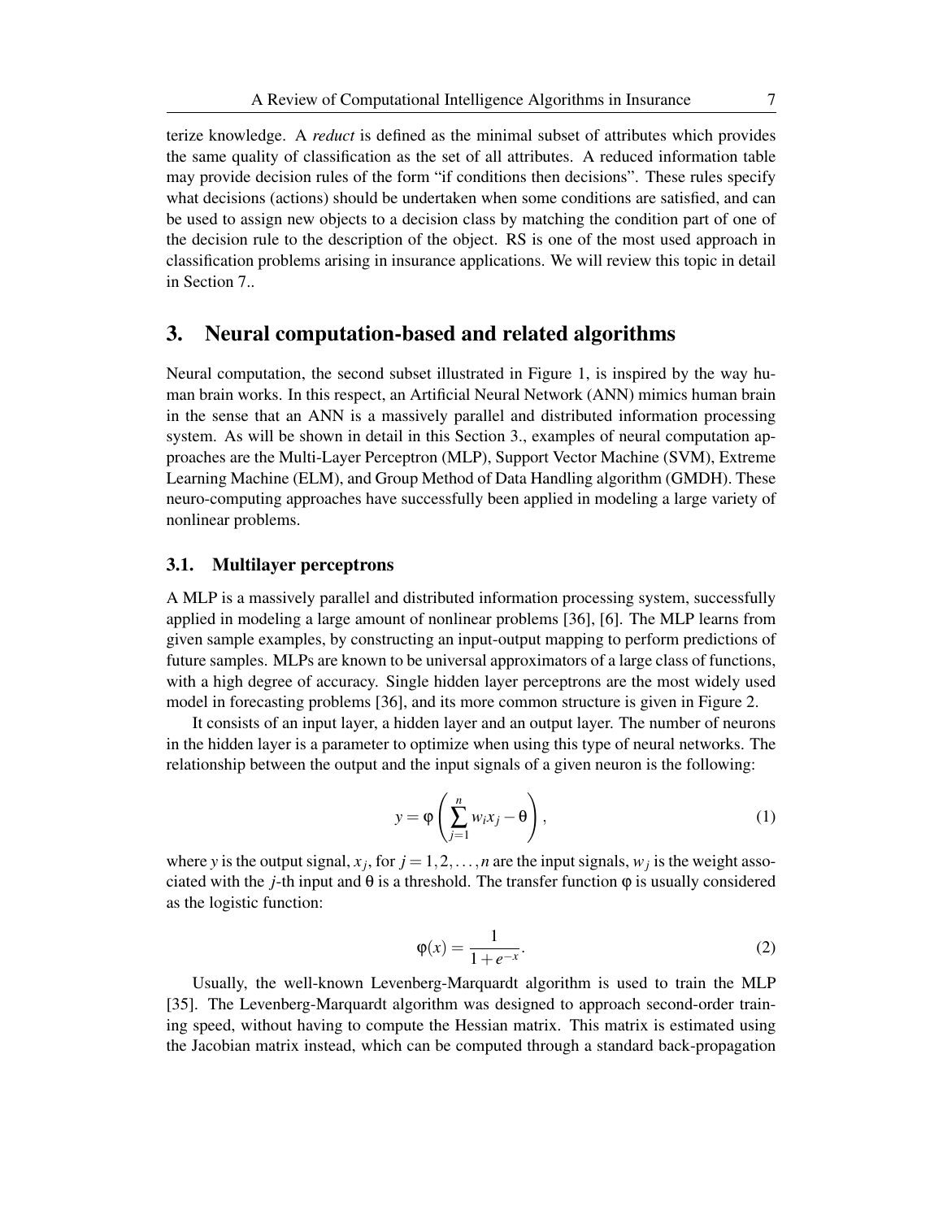terize knowledge. A *reduct* is defined as the minimal subset of attributes which provides the same quality of classification as the set of all attributes. A reduced information table may provide decision rules of the form "if conditions then decisions". These rules specify what decisions (actions) should be undertaken when some conditions are satisfied, and can be used to assign new objects to a decision class by matching the condition part of one of the decision rule to the description of the object. RS is one of the most used approach in classification problems arising in insurance applications. We will review this topic in detail in Section 7..

## 3. Neural computation-based and related algorithms

Neural computation, the second subset illustrated in Figure 1, is inspired by the way human brain works. In this respect, an Artificial Neural Network (ANN) mimics human brain in the sense that an ANN is a massively parallel and distributed information processing system. As will be shown in detail in this Section 3., examples of neural computation approaches are the Multi-Layer Perceptron (MLP), Support Vector Machine (SVM), Extreme Learning Machine (ELM), and Group Method of Data Handling algorithm (GMDH). These neuro-computing approaches have successfully been applied in modeling a large variety of nonlinear problems.

### 3.1. Multilayer perceptrons

A MLP is a massively parallel and distributed information processing system, successfully applied in modeling a large amount of nonlinear problems [36], [6]. The MLP learns from given sample examples, by constructing an input-output mapping to perform predictions of future samples. MLPs are known to be universal approximators of a large class of functions, with a high degree of accuracy. Single hidden layer perceptrons are the most widely used model in forecasting problems [36], and its more common structure is given in Figure 2.

It consists of an input layer, a hidden layer and an output layer. The number of neurons in the hidden layer is a parameter to optimize when using this type of neural networks. The relationship between the output and the input signals of a given neuron is the following:

$$y = \varphi\left(\sum_{j=1}^{n} w_i x_j - \theta\right), \tag{1}$$

where $y$ is the output signal, $x_j$, for $j = 1, 2, \ldots, n$ are the input signals, $w_j$ is the weight associated with the $j$-th input and $\theta$ is a threshold. The transfer function $\varphi$ is usually considered as the logistic function:

$$\varphi(x) = \frac{1}{1 + e^{-x}}. \tag{2}$$

Usually, the well-known Levenberg-Marquardt algorithm is used to train the MLP [35]. The Levenberg-Marquardt algorithm was designed to approach second-order training speed, without having to compute the Hessian matrix. This matrix is estimated using the Jacobian matrix instead, which can be computed through a standard back-propagation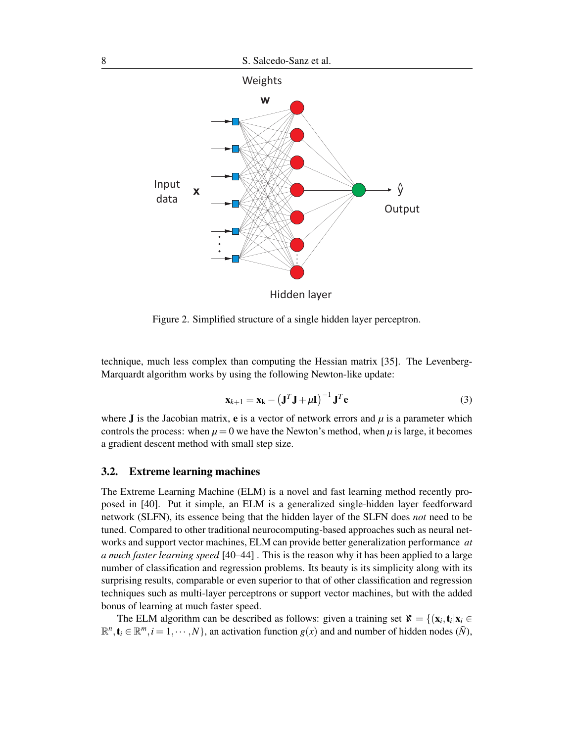Figure 2. Simplified structure of a single hidden layer perceptron.

technique, much less complex than computing the Hessian matrix [35]. The Levenberg-Marquardt algorithm works by using the following Newton-like update:

$$\mathbf{x}_{k+1} = \mathbf{x_k} - \left(\mathbf{J}^T\mathbf{J} + \mu\mathbf{I}\right)^{-1}\mathbf{J}^T\mathbf{e} \tag{3}$$

where $\mathbf{J}$ is the Jacobian matrix, $\mathbf{e}$ is a vector of network errors and $\mu$ is a parameter which controls the process: when $\mu = 0$ we have the Newton's method, when $\mu$ is large, it becomes a gradient descent method with small step size.

### 3.2. Extreme learning machines

The Extreme Learning Machine (ELM) is a novel and fast learning method recently proposed in [40]. Put it simple, an ELM is a generalized single-hidden layer feedforward network (SLFN), its essence being that the hidden layer of the SLFN does *not* need to be tuned. Compared to other traditional neurocomputing-based approaches such as neural networks and support vector machines, ELM can provide better generalization performance *at a much faster learning speed* [40–44] . This is the reason why it has been applied to a large number of classification and regression problems. Its beauty is its simplicity along with its surprising results, comparable or even superior to that of other classification and regression techniques such as multi-layer perceptrons or support vector machines, but with the added bonus of learning at much faster speed.

The ELM algorithm can be described as follows: given a training set $\aleph = \{(\mathbf{x}_i, \mathbf{t}_i | \mathbf{x}_i \in \mathbb{R}^n, \mathbf{t}_i \in \mathbb{R}^m, i = 1, \cdots, N\}$, an activation function $g(x)$ and and number of hidden nodes ($\tilde{N}$),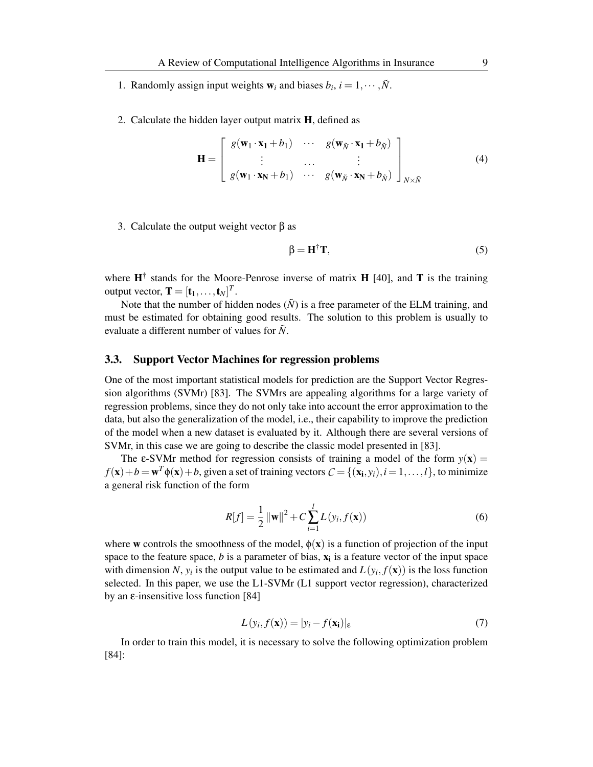1. Randomly assign input weights $\mathbf{w}_i$ and biases $b_i$, $i = 1, \cdots, \tilde{N}$.

2. Calculate the hidden layer output matrix $\mathbf{H}$, defined as

$$\mathbf{H} = \begin{bmatrix} g(\mathbf{w}_1 \cdot \mathbf{x_1} + b_1) & \cdots & g(\mathbf{w}_{\tilde{N}} \cdot \mathbf{x_1} + b_{\tilde{N}}) \\ \vdots & \cdots & \vdots \\ g(\mathbf{w}_1 \cdot \mathbf{x_N} + b_1) & \cdots & g(\mathbf{w}_{\tilde{N}} \cdot \mathbf{x_N} + b_{\tilde{N}}) \end{bmatrix}_{N \times \tilde{N}} \tag{4}$$

3. Calculate the output weight vector $\beta$ as

$$\beta = \mathbf{H}^{\dagger}\mathbf{T}, \tag{5}$$

where $\mathbf{H}^{\dagger}$ stands for the Moore-Penrose inverse of matrix $\mathbf{H}$ [40], and $\mathbf{T}$ is the training output vector, $\mathbf{T} = [\mathbf{t}_1, \ldots, \mathbf{t}_N]^T$.

Note that the number of hidden nodes ($\tilde{N}$) is a free parameter of the ELM training, and must be estimated for obtaining good results. The solution to this problem is usually to evaluate a different number of values for $\tilde{N}$.

### 3.3. Support Vector Machines for regression problems

One of the most important statistical models for prediction are the Support Vector Regression algorithms (SVMr) [83]. The SVMrs are appealing algorithms for a large variety of regression problems, since they do not only take into account the error approximation to the data, but also the generalization of the model, i.e., their capability to improve the prediction of the model when a new dataset is evaluated by it. Although there are several versions of SVMr, in this case we are going to describe the classic model presented in [83].

The $\varepsilon$-SVMr method for regression consists of training a model of the form $y(\mathbf{x}) = f(\mathbf{x}) + b = \mathbf{w}^T\phi(\mathbf{x}) + b$, given a set of training vectors $\mathcal{C} = \{(\mathbf{x_i}, y_i), i = 1, \ldots, l\}$, to minimize a general risk function of the form

$$R[f] = \frac{1}{2}\|\mathbf{w}\|^2 + C\sum_{i=1}^{l} L(y_i, f(\mathbf{x})) \tag{6}$$

where $\mathbf{w}$ controls the smoothness of the model, $\phi(\mathbf{x})$ is a function of projection of the input space to the feature space, $b$ is a parameter of bias, $\mathbf{x_i}$ is a feature vector of the input space with dimension $N$, $y_i$ is the output value to be estimated and $L(y_i, f(\mathbf{x}))$ is the loss function selected. In this paper, we use the L1-SVMr (L1 support vector regression), characterized by an $\varepsilon$-insensitive loss function [84]

$$L(y_i, f(\mathbf{x})) = |y_i - f(\mathbf{x_i})|_{\varepsilon} \tag{7}$$

In order to train this model, it is necessary to solve the following optimization problem [84]: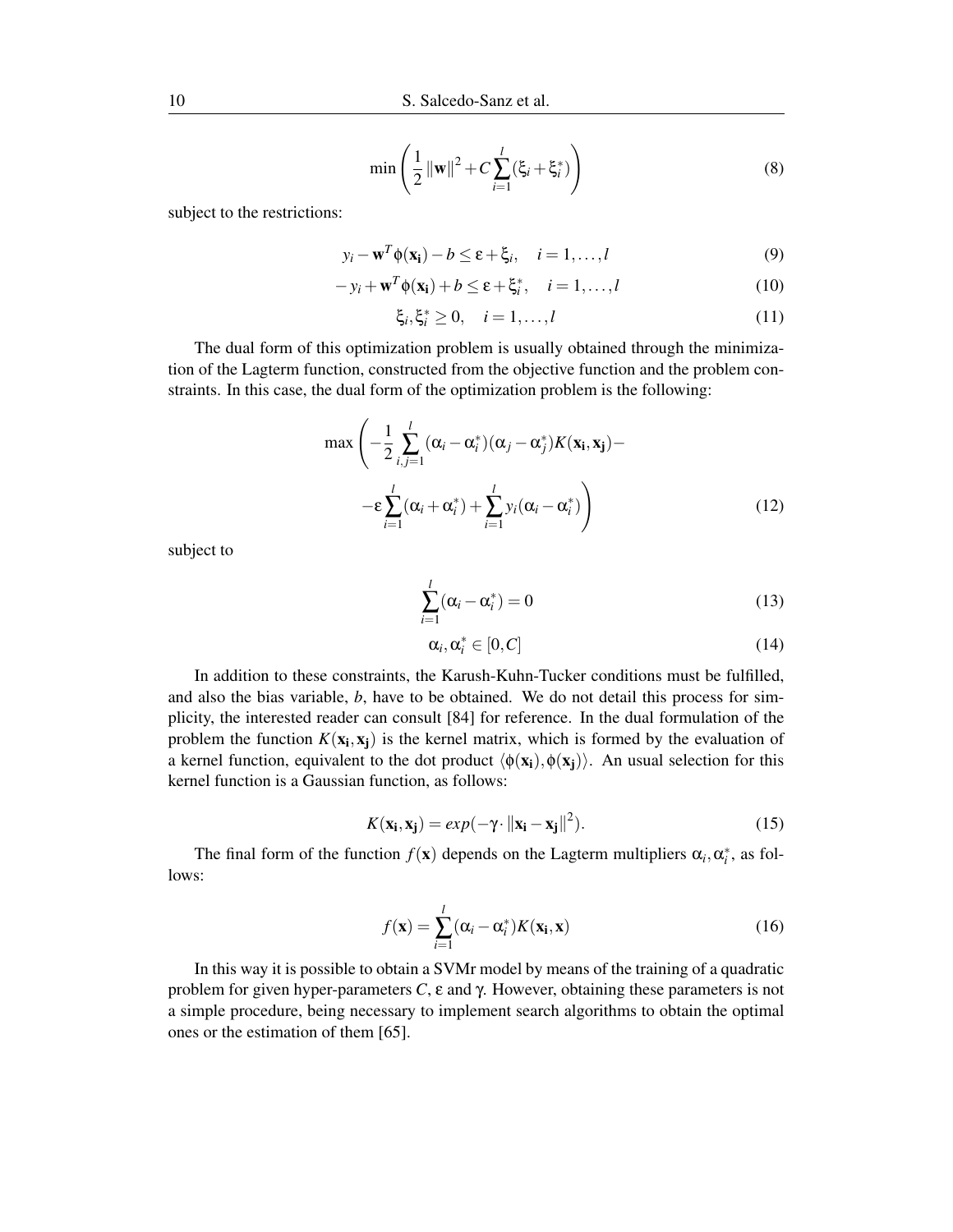$$\min \left( \frac{1}{2} \|\mathbf{w}\|^2 + C \sum_{i=1}^{l} (\xi_i + \xi_i^*) \right) \tag{8}$$

subject to the restrictions:

$$y_i - \mathbf{w}^T \phi(\mathbf{x_i}) - b \leq \varepsilon + \xi_i, \quad i = 1, \ldots, l \tag{9}$$

$$-y_i + \mathbf{w}^T \phi(\mathbf{x_i}) + b \leq \varepsilon + \xi_i^*, \quad i = 1, \ldots, l \tag{10}$$

$$\xi_i, \xi_i^* \geq 0, \quad i = 1, \ldots, l \tag{11}$$

The dual form of this optimization problem is usually obtained through the minimization of the Lagterm function, constructed from the objective function and the problem constraints. In this case, the dual form of the optimization problem is the following:

$$\max \left( -\frac{1}{2} \sum_{i,j=1}^{l} (\alpha_i - \alpha_i^*)(\alpha_j - \alpha_j^*) K(\mathbf{x_i}, \mathbf{x_j}) - -\varepsilon \sum_{i=1}^{l} (\alpha_i + \alpha_i^*) + \sum_{i=1}^{l} y_i (\alpha_i - \alpha_i^*) \right) \tag{12}$$

subject to

$$\sum_{i=1}^{l} (\alpha_i - \alpha_i^*) = 0 \tag{13}$$

$$\alpha_i, \alpha_i^* \in [0, C] \tag{14}$$

In addition to these constraints, the Karush-Kuhn-Tucker conditions must be fulfilled, and also the bias variable, $b$, have to be obtained. We do not detail this process for simplicity, the interested reader can consult [84] for reference. In the dual formulation of the problem the function $K(\mathbf{x_i}, \mathbf{x_j})$ is the kernel matrix, which is formed by the evaluation of a kernel function, equivalent to the dot product $\langle \phi(\mathbf{x_i}), \phi(\mathbf{x_j}) \rangle$. An usual selection for this kernel function is a Gaussian function, as follows:

$$K(\mathbf{x_i}, \mathbf{x_j}) = exp(-\gamma \cdot \|\mathbf{x_i} - \mathbf{x_j}\|^2). \tag{15}$$

The final form of the function $f(\mathbf{x})$ depends on the Lagterm multipliers $\alpha_i, \alpha_i^*$, as follows:

$$f(\mathbf{x}) = \sum_{i=1}^{l} (\alpha_i - \alpha_i^*) K(\mathbf{x_i}, \mathbf{x}) \tag{16}$$

In this way it is possible to obtain a SVMr model by means of the training of a quadratic problem for given hyper-parameters $C$, $\varepsilon$ and $\gamma$. However, obtaining these parameters is not a simple procedure, being necessary to implement search algorithms to obtain the optimal ones or the estimation of them [65].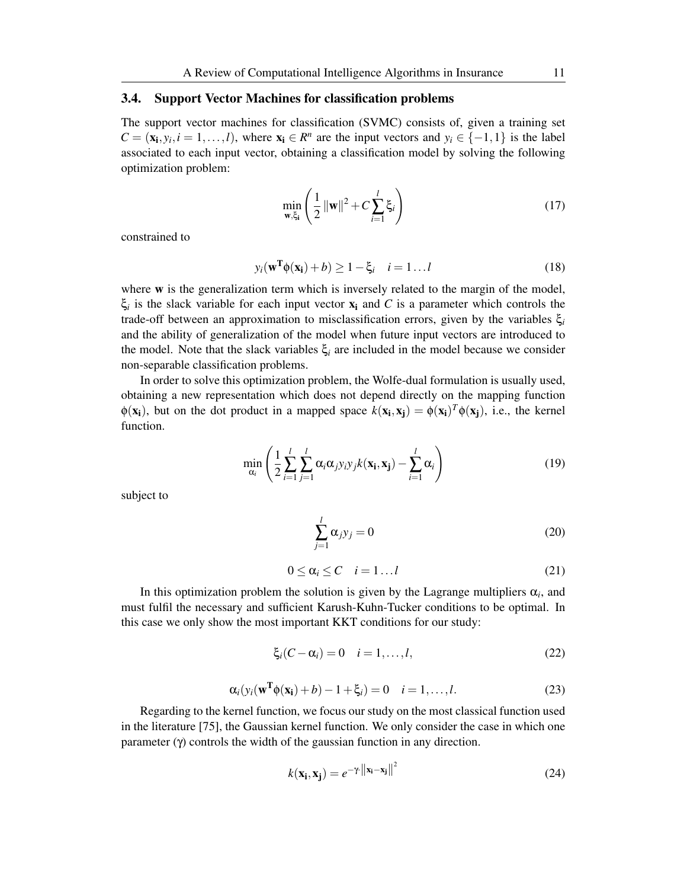### 3.4. Support Vector Machines for classification problems

The support vector machines for classification (SVMC) consists of, given a training set $C = (\mathbf{x_i}, y_i, i = 1, \ldots, l)$, where $\mathbf{x_i} \in R^n$ are the input vectors and $y_i \in \{-1, 1\}$ is the label associated to each input vector, obtaining a classification model by solving the following optimization problem:

$$\min_{\mathbf{w}, \xi_\mathbf{i}} \left( \frac{1}{2} \|\mathbf{w}\|^2 + C \sum_{i=1}^{l} \xi_i \right) \tag{17}$$

constrained to

$$y_i(\mathbf{w^T} \phi(\mathbf{x_i}) + b) \geq 1 - \xi_i \quad i = 1 \ldots l \tag{18}$$

where $\mathbf{w}$ is the generalization term which is inversely related to the margin of the model, $\xi_i$ is the slack variable for each input vector $\mathbf{x_i}$ and $C$ is a parameter which controls the trade-off between an approximation to misclassification errors, given by the variables $\xi_i$ and the ability of generalization of the model when future input vectors are introduced to the model. Note that the slack variables $\xi_i$ are included in the model because we consider non-separable classification problems.

In order to solve this optimization problem, the Wolfe-dual formulation is usually used, obtaining a new representation which does not depend directly on the mapping function $\phi(\mathbf{x_i})$, but on the dot product in a mapped space $k(\mathbf{x_i}, \mathbf{x_j}) = \phi(\mathbf{x_i})^T \phi(\mathbf{x_j})$, i.e., the kernel function.

$$\min_{\alpha_i} \left( \frac{1}{2} \sum_{i=1}^{l} \sum_{j=1}^{l} \alpha_i \alpha_j y_i y_j k(\mathbf{x_i}, \mathbf{x_j}) - \sum_{i=1}^{l} \alpha_i \right) \tag{19}$$

subject to

$$\sum_{j=1}^{l} \alpha_j y_j = 0 \tag{20}$$

$$0 \leq \alpha_i \leq C \quad i = 1 \ldots l \tag{21}$$

In this optimization problem the solution is given by the Lagrange multipliers $\alpha_i$, and must fulfil the necessary and sufficient Karush-Kuhn-Tucker conditions to be optimal. In this case we only show the most important KKT conditions for our study:

$$\xi_i (C - \alpha_i) = 0 \quad i = 1, \ldots, l, \tag{22}$$

$$\alpha_i (y_i(\mathbf{w^T} \phi(\mathbf{x_i}) + b) - 1 + \xi_i) = 0 \quad i = 1, \ldots, l. \tag{23}$$

Regarding to the kernel function, we focus our study on the most classical function used in the literature [75], the Gaussian kernel function. We only consider the case in which one parameter ($\gamma$) controls the width of the gaussian function in any direction.

$$k(\mathbf{x_i}, \mathbf{x_j}) = e^{-\gamma \cdot \|\mathbf{x_i} - \mathbf{x_j}\|^2} \tag{24}$$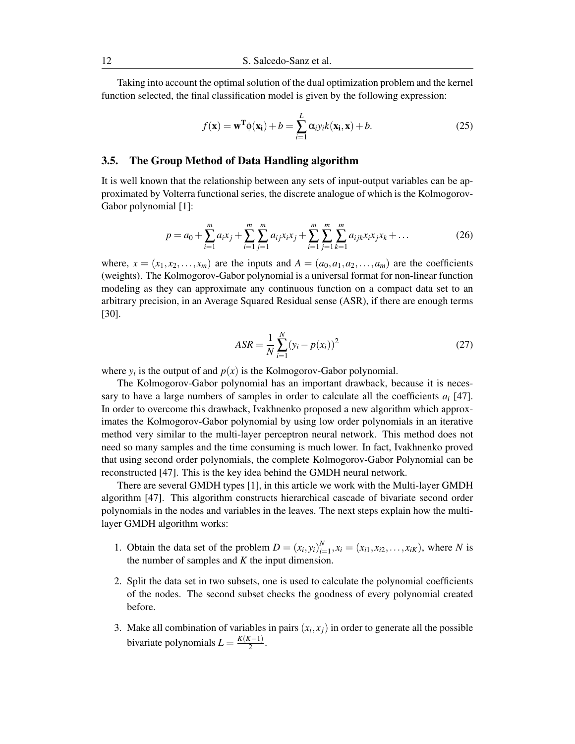Taking into account the optimal solution of the dual optimization problem and the kernel function selected, the final classification model is given by the following expression:

$$f(\mathbf{x}) = \mathbf{w}^{\mathbf{T}}\phi(\mathbf{x_i}) + b = \sum_{i=1}^{L} \alpha_i y_i k(\mathbf{x_i}, \mathbf{x}) + b. \tag{25}$$

### 3.5. The Group Method of Data Handling algorithm

It is well known that the relationship between any sets of input-output variables can be approximated by Volterra functional series, the discrete analogue of which is the Kolmogorov-Gabor polynomial [1]:

$$p = a_0 + \sum_{i=1}^{m} a_i x_j + \sum_{i=1}^{m}\sum_{j=1}^{m} a_{ij} x_i x_j + \sum_{i=1}^{m}\sum_{j=1}^{m}\sum_{k=1}^{m} a_{ijk} x_i x_j x_k + \ldots \tag{26}$$

where, $x = (x_1, x_2, \ldots, x_m)$ are the inputs and $A = (a_0, a_1, a_2, \ldots, a_m)$ are the coefficients (weights). The Kolmogorov-Gabor polynomial is a universal format for non-linear function modeling as they can approximate any continuous function on a compact data set to an arbitrary precision, in an Average Squared Residual sense (ASR), if there are enough terms [30].

$$ASR = \frac{1}{N}\sum_{i=1}^{N} (y_i - p(x_i))^2 \tag{27}$$

where $y_i$ is the output of and $p(x)$ is the Kolmogorov-Gabor polynomial.

The Kolmogorov-Gabor polynomial has an important drawback, because it is necessary to have a large numbers of samples in order to calculate all the coefficients $a_i$ [47]. In order to overcome this drawback, Ivakhnenko proposed a new algorithm which approximates the Kolmogorov-Gabor polynomial by using low order polynomials in an iterative method very similar to the multi-layer perceptron neural network. This method does not need so many samples and the time consuming is much lower. In fact, Ivakhnenko proved that using second order polynomials, the complete Kolmogorov-Gabor Polynomial can be reconstructed [47]. This is the key idea behind the GMDH neural network.

There are several GMDH types [1], in this article we work with the Multi-layer GMDH algorithm [47]. This algorithm constructs hierarchical cascade of bivariate second order polynomials in the nodes and variables in the leaves. The next steps explain how the multi-layer GMDH algorithm works:

1. Obtain the data set of the problem $D = (x_i, y_i)_{i=1}^{N}, x_i = (x_{i1}, x_{i2}, \ldots, x_{iK})$, where $N$ is the number of samples and $K$ the input dimension.

2. Split the data set in two subsets, one is used to calculate the polynomial coefficients of the nodes. The second subset checks the goodness of every polynomial created before.

3. Make all combination of variables in pairs $(x_i, x_j)$ in order to generate all the possible bivariate polynomials $L = \frac{K(K-1)}{2}$.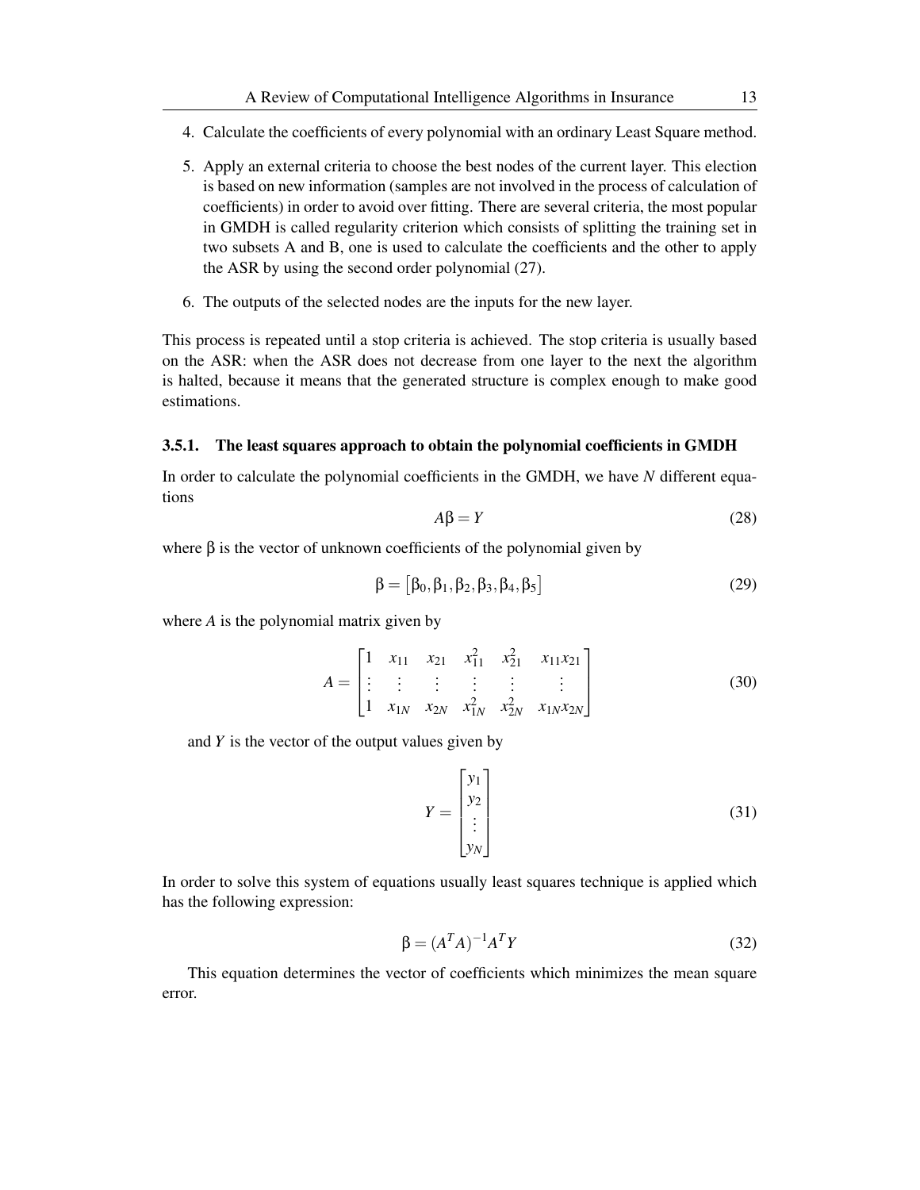4. Calculate the coefficients of every polynomial with an ordinary Least Square method.

5. Apply an external criteria to choose the best nodes of the current layer. This election is based on new information (samples are not involved in the process of calculation of coefficients) in order to avoid over fitting. There are several criteria, the most popular in GMDH is called regularity criterion which consists of splitting the training set in two subsets A and B, one is used to calculate the coefficients and the other to apply the ASR by using the second order polynomial (27).

6. The outputs of the selected nodes are the inputs for the new layer.

This process is repeated until a stop criteria is achieved. The stop criteria is usually based on the ASR: when the ASR does not decrease from one layer to the next the algorithm is halted, because it means that the generated structure is complex enough to make good estimations.

### 3.5.1. The least squares approach to obtain the polynomial coefficients in GMDH

In order to calculate the polynomial coefficients in the GMDH, we have $N$ different equations

$$A\beta = Y \tag{28}$$

where $\beta$ is the vector of unknown coefficients of the polynomial given by

$$\beta = [\beta_0, \beta_1, \beta_2, \beta_3, \beta_4, \beta_5] \tag{29}$$

where $A$ is the polynomial matrix given by

$$A = \begin{bmatrix} 1 & x_{11} & x_{21} & x_{11}^2 & x_{21}^2 & x_{11}x_{21} \\ \vdots & \vdots & \vdots & \vdots & \vdots & \vdots \\ 1 & x_{1N} & x_{2N} & x_{1N}^2 & x_{2N}^2 & x_{1N}x_{2N} \end{bmatrix} \tag{30}$$

and $Y$ is the vector of the output values given by

$$Y = \begin{bmatrix} y_1 \\ y_2 \\ \vdots \\ y_N \end{bmatrix} \tag{31}$$

In order to solve this system of equations usually least squares technique is applied which has the following expression:

$$\beta = (A^T A)^{-1} A^T Y \tag{32}$$

This equation determines the vector of coefficients which minimizes the mean square error.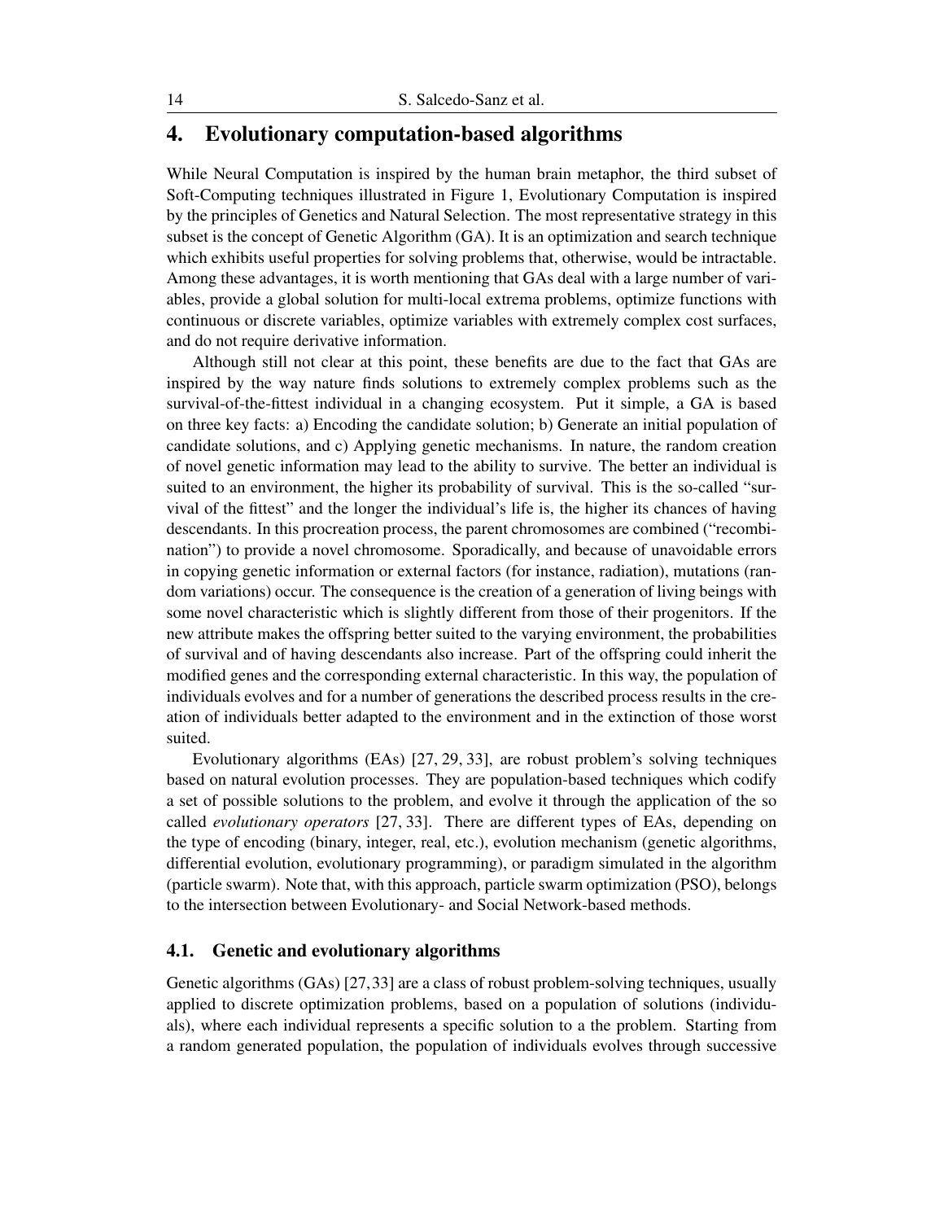## 4. Evolutionary computation-based algorithms

While Neural Computation is inspired by the human brain metaphor, the third subset of Soft-Computing techniques illustrated in Figure 1, Evolutionary Computation is inspired by the principles of Genetics and Natural Selection. The most representative strategy in this subset is the concept of Genetic Algorithm (GA). It is an optimization and search technique which exhibits useful properties for solving problems that, otherwise, would be intractable. Among these advantages, it is worth mentioning that GAs deal with a large number of variables, provide a global solution for multi-local extrema problems, optimize functions with continuous or discrete variables, optimize variables with extremely complex cost surfaces, and do not require derivative information.

Although still not clear at this point, these benefits are due to the fact that GAs are inspired by the way nature finds solutions to extremely complex problems such as the survival-of-the-fittest individual in a changing ecosystem. Put it simple, a GA is based on three key facts: a) Encoding the candidate solution; b) Generate an initial population of candidate solutions, and c) Applying genetic mechanisms. In nature, the random creation of novel genetic information may lead to the ability to survive. The better an individual is suited to an environment, the higher its probability of survival. This is the so-called "survival of the fittest" and the longer the individual's life is, the higher its chances of having descendants. In this procreation process, the parent chromosomes are combined ("recombination") to provide a novel chromosome. Sporadically, and because of unavoidable errors in copying genetic information or external factors (for instance, radiation), mutations (random variations) occur. The consequence is the creation of a generation of living beings with some novel characteristic which is slightly different from those of their progenitors. If the new attribute makes the offspring better suited to the varying environment, the probabilities of survival and of having descendants also increase. Part of the offspring could inherit the modified genes and the corresponding external characteristic. In this way, the population of individuals evolves and for a number of generations the described process results in the creation of individuals better adapted to the environment and in the extinction of those worst suited.

Evolutionary algorithms (EAs) [27, 29, 33], are robust problem's solving techniques based on natural evolution processes. They are population-based techniques which codify a set of possible solutions to the problem, and evolve it through the application of the so called *evolutionary operators* [27, 33]. There are different types of EAs, depending on the type of encoding (binary, integer, real, etc.), evolution mechanism (genetic algorithms, differential evolution, evolutionary programming), or paradigm simulated in the algorithm (particle swarm). Note that, with this approach, particle swarm optimization (PSO), belongs to the intersection between Evolutionary- and Social Network-based methods.

### 4.1. Genetic and evolutionary algorithms

Genetic algorithms (GAs) [27, 33] are a class of robust problem-solving techniques, usually applied to discrete optimization problems, based on a population of solutions (individuals), where each individual represents a specific solution to a the problem. Starting from a random generated population, the population of individuals evolves through successive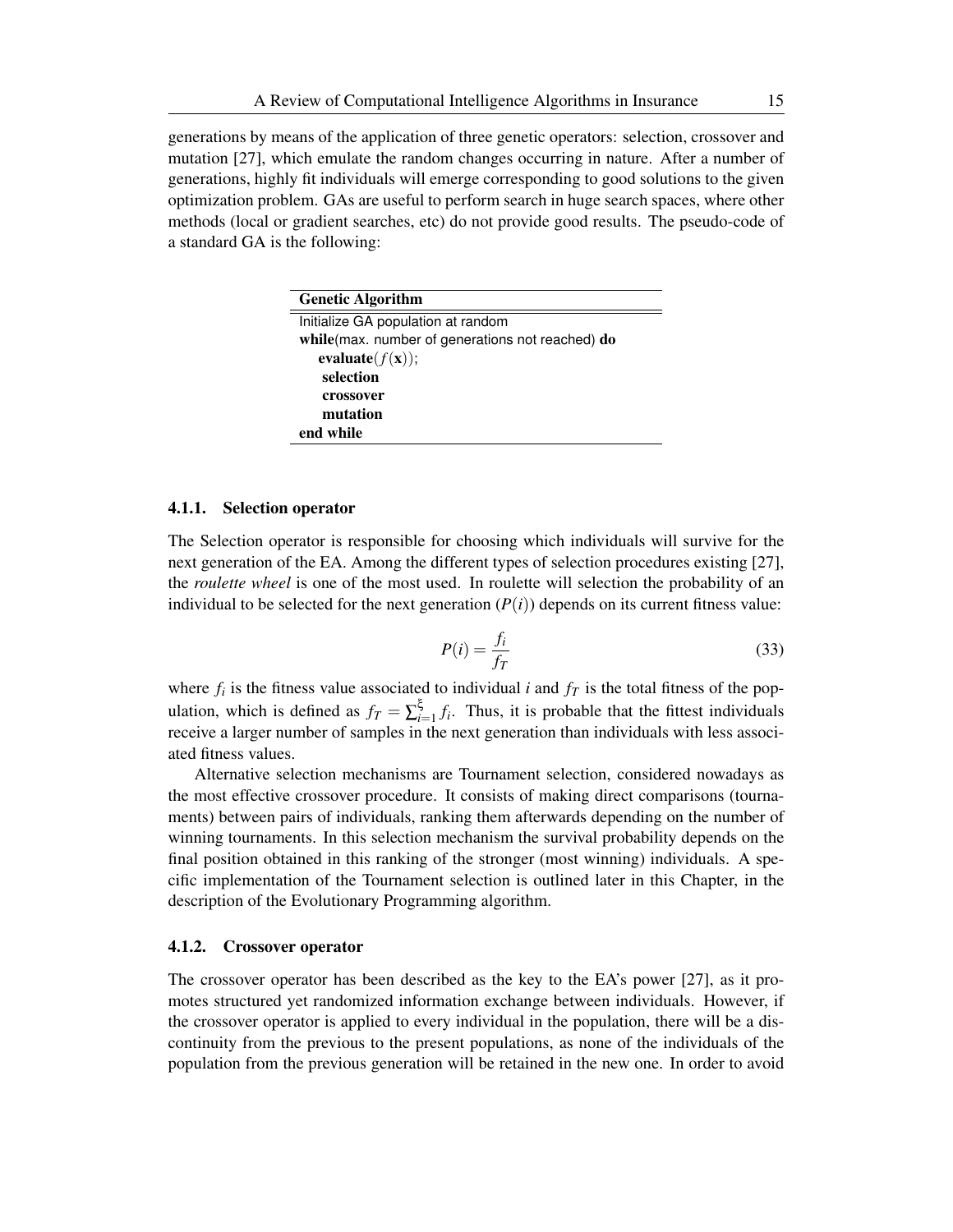generations by means of the application of three genetic operators: selection, crossover and mutation [27], which emulate the random changes occurring in nature. After a number of generations, highly fit individuals will emerge corresponding to good solutions to the given optimization problem. GAs are useful to perform search in huge search spaces, where other methods (local or gradient searches, etc) do not provide good results. The pseudo-code of a standard GA is the following:

```
Genetic Algorithm
Initialize GA population at random
while(max. number of generations not reached) do
    evaluate(f(x));
    selection
    crossover
    mutation
end while
```

### 4.1.1. Selection operator

The Selection operator is responsible for choosing which individuals will survive for the next generation of the EA. Among the different types of selection procedures existing [27], the *roulette wheel* is one of the most used. In roulette will selection the probability of an individual to be selected for the next generation ($P(i)$) depends on its current fitness value:

$$P(i) = \frac{f_i}{f_T} \tag{33}$$

where $f_i$ is the fitness value associated to individual $i$ and $f_T$ is the total fitness of the population, which is defined as $f_T = \sum_{i=1}^{\xi} f_i$. Thus, it is probable that the fittest individuals receive a larger number of samples in the next generation than individuals with less associated fitness values.

Alternative selection mechanisms are Tournament selection, considered nowadays as the most effective crossover procedure. It consists of making direct comparisons (tournaments) between pairs of individuals, ranking them afterwards depending on the number of winning tournaments. In this selection mechanism the survival probability depends on the final position obtained in this ranking of the stronger (most winning) individuals. A specific implementation of the Tournament selection is outlined later in this Chapter, in the description of the Evolutionary Programming algorithm.

### 4.1.2. Crossover operator

The crossover operator has been described as the key to the EA's power [27], as it promotes structured yet randomized information exchange between individuals. However, if the crossover operator is applied to every individual in the population, there will be a discontinuity from the previous to the present populations, as none of the individuals of the population from the previous generation will be retained in the new one. In order to avoid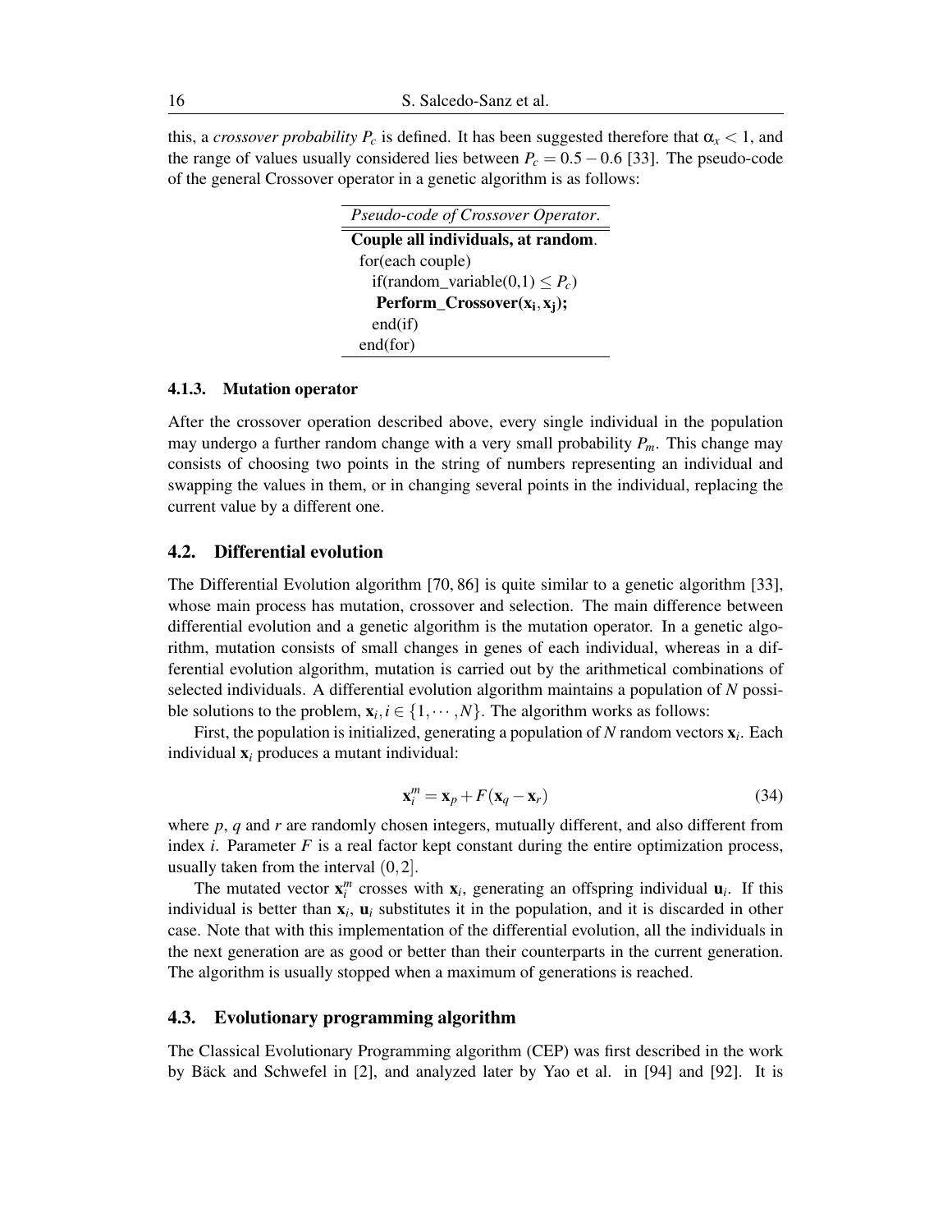this, a *crossover probability* $P_c$ is defined. It has been suggested therefore that $\alpha_x < 1$, and the range of values usually considered lies between $P_c = 0.5 - 0.6$ [33]. The pseudo-code of the general Crossover operator in a genetic algorithm is as follows:

```
Pseudo-code of Crossover Operator.
Couple all individuals, at random.
  for(each couple)
    if(random_variable(0,1) ≤ P_c)
      Perform_Crossover(x_i, x_j);
    end(if)
  end(for)
```

#### 4.1.3. Mutation operator

After the crossover operation described above, every single individual in the population may undergo a further random change with a very small probability $P_m$. This change may consists of choosing two points in the string of numbers representing an individual and swapping the values in them, or in changing several points in the individual, replacing the current value by a different one.

### 4.2. Differential evolution

The Differential Evolution algorithm [70, 86] is quite similar to a genetic algorithm [33], whose main process has mutation, crossover and selection. The main difference between differential evolution and a genetic algorithm is the mutation operator. In a genetic algorithm, mutation consists of small changes in genes of each individual, whereas in a differential evolution algorithm, mutation is carried out by the arithmetical combinations of selected individuals. A differential evolution algorithm maintains a population of $N$ possible solutions to the problem, $\mathbf{x}_i, i \in \{1, \cdots, N\}$. The algorithm works as follows:

First, the population is initialized, generating a population of $N$ random vectors $\mathbf{x}_i$. Each individual $\mathbf{x}_i$ produces a mutant individual:

$$\mathbf{x}_i^m = \mathbf{x}_p + F(\mathbf{x}_q - \mathbf{x}_r) \tag{34}$$

where $p$, $q$ and $r$ are randomly chosen integers, mutually different, and also different from index $i$. Parameter $F$ is a real factor kept constant during the entire optimization process, usually taken from the interval $(0, 2]$.

The mutated vector $\mathbf{x}_i^m$ crosses with $\mathbf{x}_i$, generating an offspring individual $\mathbf{u}_i$. If this individual is better than $\mathbf{x}_i$, $\mathbf{u}_i$ substitutes it in the population, and it is discarded in other case. Note that with this implementation of the differential evolution, all the individuals in the next generation are as good or better than their counterparts in the current generation. The algorithm is usually stopped when a maximum of generations is reached.

### 4.3. Evolutionary programming algorithm

The Classical Evolutionary Programming algorithm (CEP) was first described in the work by Bäck and Schwefel in [2], and analyzed later by Yao et al. in [94] and [92]. It is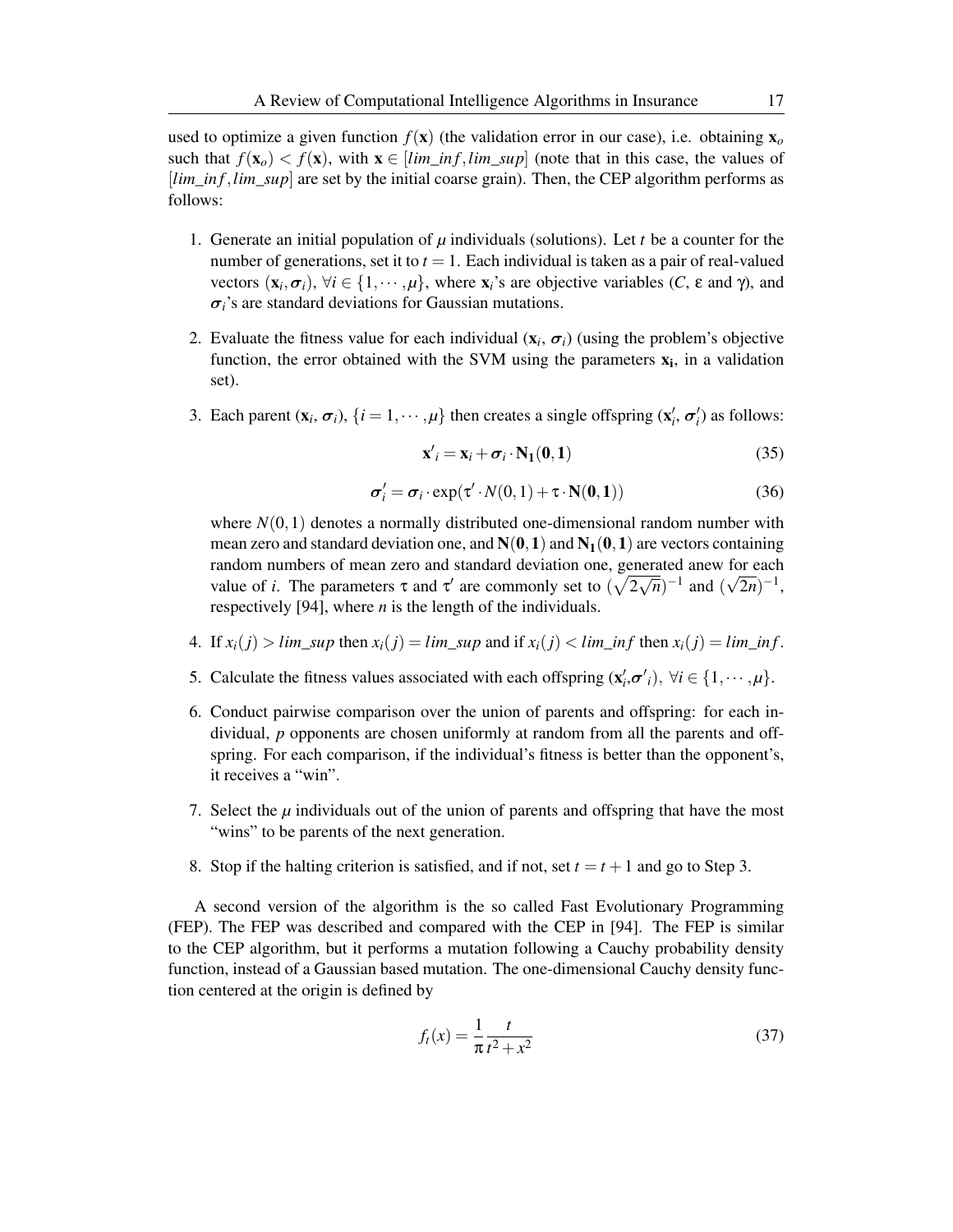used to optimize a given function $f(\mathbf{x})$ (the validation error in our case), i.e. obtaining $\mathbf{x}_o$ such that $f(\mathbf{x}_o) < f(\mathbf{x})$, with $\mathbf{x} \in [lim\_inf, lim\_sup]$ (note that in this case, the values of $[lim\_inf, lim\_sup]$ are set by the initial coarse grain). Then, the CEP algorithm performs as follows:

1. Generate an initial population of $\mu$ individuals (solutions). Let $t$ be a counter for the number of generations, set it to $t = 1$. Each individual is taken as a pair of real-valued vectors $(\mathbf{x}_i, \boldsymbol{\sigma}_i)$, $\forall i \in \{1, \cdots, \mu\}$, where $\mathbf{x}_i$'s are objective variables ($C$, $\varepsilon$ and $\gamma$), and $\boldsymbol{\sigma}_i$'s are standard deviations for Gaussian mutations.

2. Evaluate the fitness value for each individual ($\mathbf{x}_i$, $\boldsymbol{\sigma}_i$) (using the problem's objective function, the error obtained with the SVM using the parameters $\mathbf{x_i}$, in a validation set).

3. Each parent ($\mathbf{x}_i$, $\boldsymbol{\sigma}_i$), $\{i = 1, \cdots, \mu\}$ then creates a single offspring ($\mathbf{x}'_i$, $\boldsymbol{\sigma}'_i$) as follows:

$$\mathbf{x}'_i = \mathbf{x}_i + \boldsymbol{\sigma}_i \cdot \mathbf{N_1(0,1)} \tag{35}$$

$$\boldsymbol{\sigma}'_i = \boldsymbol{\sigma}_i \cdot \exp(\tau' \cdot N(0,1) + \tau \cdot \mathbf{N(0,1)}) \tag{36}$$

   where $N(0,1)$ denotes a normally distributed one-dimensional random number with mean zero and standard deviation one, and $\mathbf{N(0,1)}$ and $\mathbf{N_1(0,1)}$ are vectors containing random numbers of mean zero and standard deviation one, generated anew for each value of $i$. The parameters $\tau$ and $\tau'$ are commonly set to $(\sqrt{2\sqrt{n}})^{-1}$ and $(\sqrt{2n})^{-1}$, respectively [94], where $n$ is the length of the individuals.

4. If $x_i(j) > lim\_sup$ then $x_i(j) = lim\_sup$ and if $x_i(j) < lim\_inf$ then $x_i(j) = lim\_inf$.

5. Calculate the fitness values associated with each offspring $(\mathbf{x}'_i, \boldsymbol{\sigma'}_i)$, $\forall i \in \{1, \cdots, \mu\}$.

6. Conduct pairwise comparison over the union of parents and offspring: for each individual, $p$ opponents are chosen uniformly at random from all the parents and offspring. For each comparison, if the individual's fitness is better than the opponent's, it receives a "win".

7. Select the $\mu$ individuals out of the union of parents and offspring that have the most "wins" to be parents of the next generation.

8. Stop if the halting criterion is satisfied, and if not, set $t = t + 1$ and go to Step 3.

A second version of the algorithm is the so called Fast Evolutionary Programming (FEP). The FEP was described and compared with the CEP in [94]. The FEP is similar to the CEP algorithm, but it performs a mutation following a Cauchy probability density function, instead of a Gaussian based mutation. The one-dimensional Cauchy density function centered at the origin is defined by

$$f_t(x) = \frac{1}{\pi} \frac{t}{t^2 + x^2} \tag{37}$$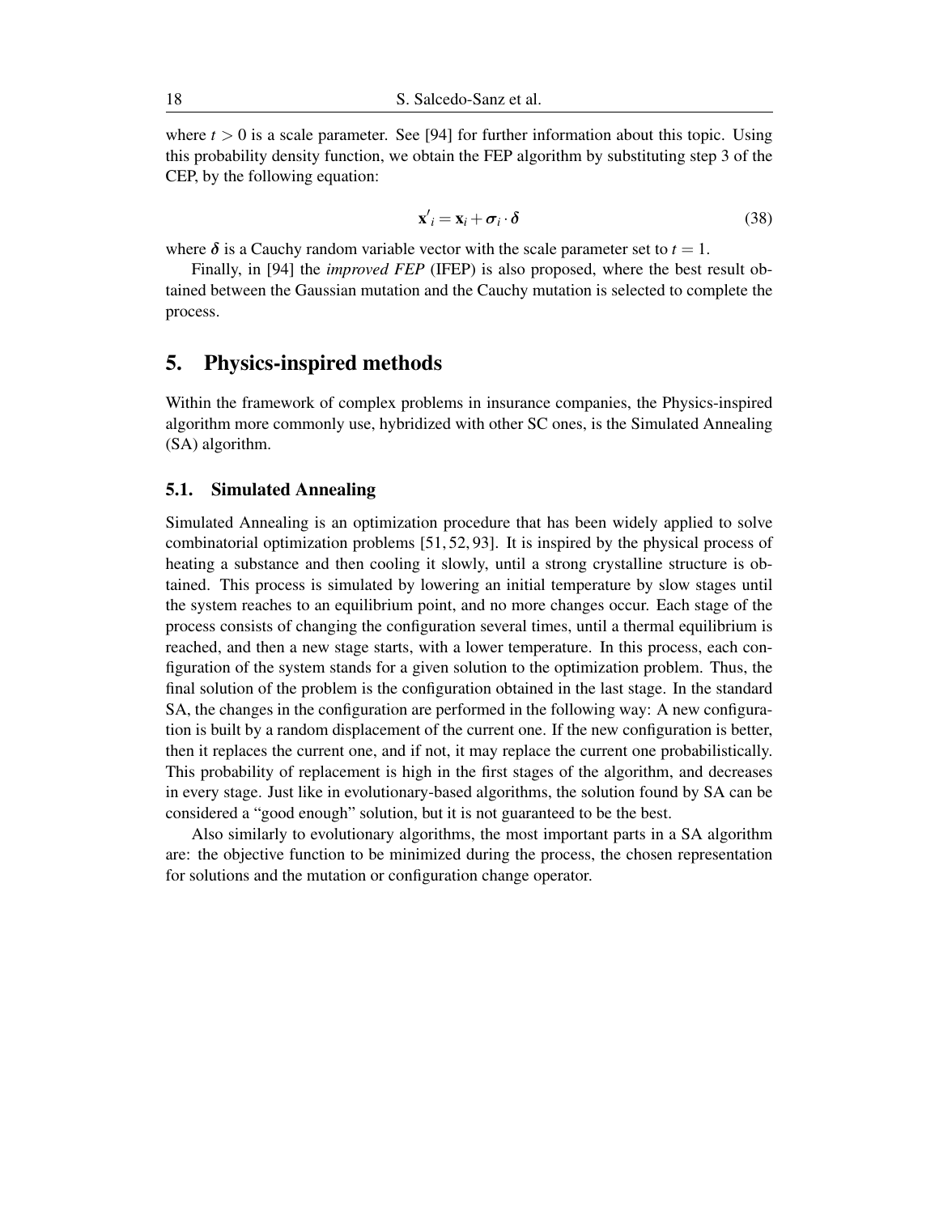where $t > 0$ is a scale parameter. See [94] for further information about this topic. Using this probability density function, we obtain the FEP algorithm by substituting step 3 of the CEP, by the following equation:

$$\mathbf{x'}_i = \mathbf{x}_i + \boldsymbol{\sigma}_i \cdot \boldsymbol{\delta} \tag{38}$$

where $\boldsymbol{\delta}$ is a Cauchy random variable vector with the scale parameter set to $t = 1$.

Finally, in [94] the *improved FEP* (IFEP) is also proposed, where the best result obtained between the Gaussian mutation and the Cauchy mutation is selected to complete the process.

## 5. Physics-inspired methods

Within the framework of complex problems in insurance companies, the Physics-inspired algorithm more commonly use, hybridized with other SC ones, is the Simulated Annealing (SA) algorithm.

### 5.1. Simulated Annealing

Simulated Annealing is an optimization procedure that has been widely applied to solve combinatorial optimization problems [51, 52, 93]. It is inspired by the physical process of heating a substance and then cooling it slowly, until a strong crystalline structure is obtained. This process is simulated by lowering an initial temperature by slow stages until the system reaches to an equilibrium point, and no more changes occur. Each stage of the process consists of changing the configuration several times, until a thermal equilibrium is reached, and then a new stage starts, with a lower temperature. In this process, each configuration of the system stands for a given solution to the optimization problem. Thus, the final solution of the problem is the configuration obtained in the last stage. In the standard SA, the changes in the configuration are performed in the following way: A new configuration is built by a random displacement of the current one. If the new configuration is better, then it replaces the current one, and if not, it may replace the current one probabilistically. This probability of replacement is high in the first stages of the algorithm, and decreases in every stage. Just like in evolutionary-based algorithms, the solution found by SA can be considered a "good enough" solution, but it is not guaranteed to be the best.

Also similarly to evolutionary algorithms, the most important parts in a SA algorithm are: the objective function to be minimized during the process, the chosen representation for solutions and the mutation or configuration change operator.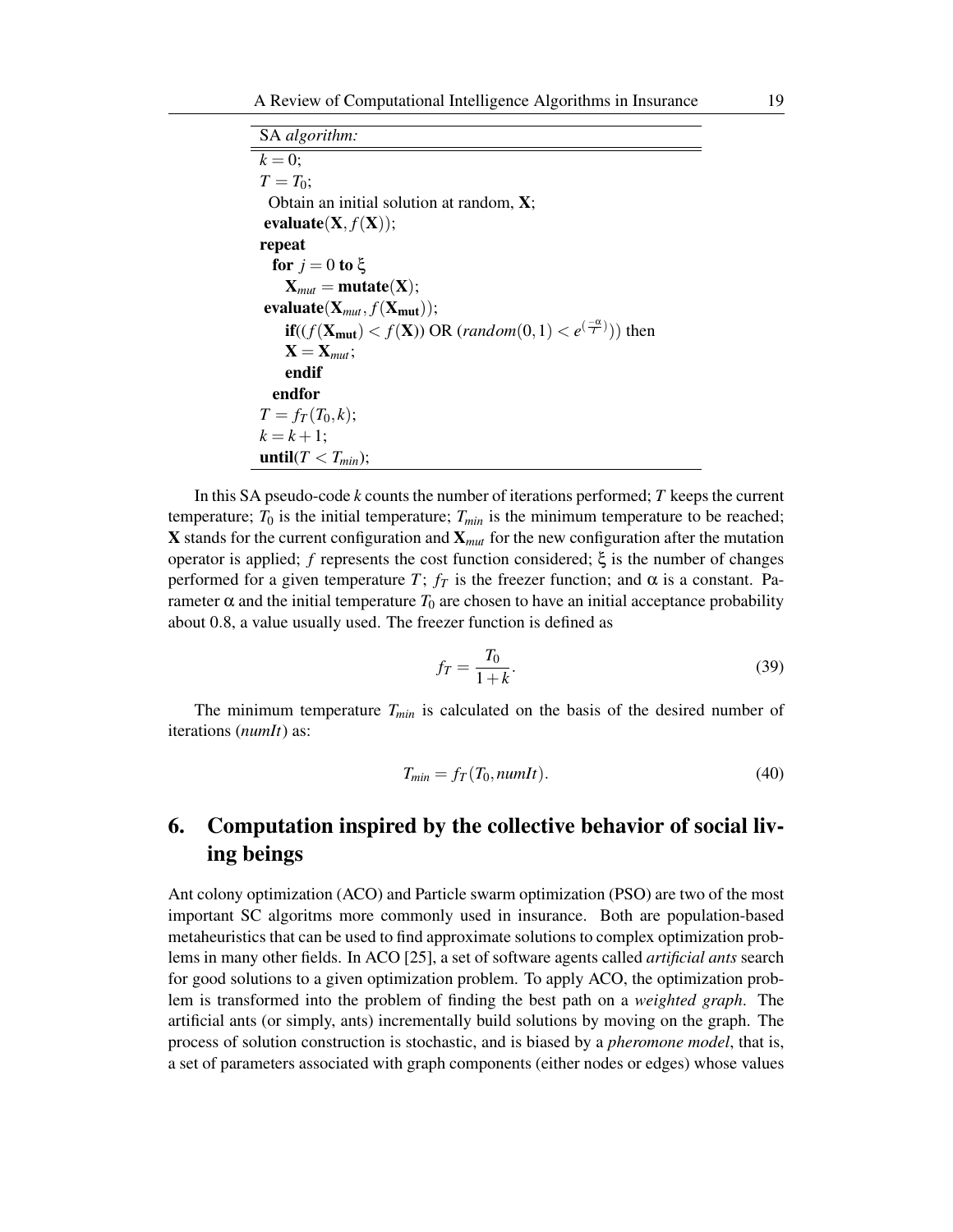```
SA algorithm:
k = 0;
T = T_0;
  Obtain an initial solution at random, X;
 evaluate(X, f(X));
repeat
  for j = 0 to ξ
    X_mut = mutate(X);
 evaluate(X_mut, f(X_mut));
    if((f(X_mut) < f(X)) OR (random(0,1) < e^(-α/T))) then
    X = X_mut;
    endif
  endfor
T = f_T(T_0, k);
k = k + 1;
until(T < T_min);
```

In this SA pseudo-code $k$ counts the number of iterations performed; $T$ keeps the current temperature; $T_0$ is the initial temperature; $T_{min}$ is the minimum temperature to be reached; $\mathbf{X}$ stands for the current configuration and $\mathbf{X}_{mut}$ for the new configuration after the mutation operator is applied; $f$ represents the cost function considered; $\xi$ is the number of changes performed for a given temperature $T$; $f_T$ is the freezer function; and $\alpha$ is a constant. Parameter $\alpha$ and the initial temperature $T_0$ are chosen to have an initial acceptance probability about 0.8, a value usually used. The freezer function is defined as

$$f_T = \frac{T_0}{1+k}. \tag{39}$$

The minimum temperature $T_{min}$ is calculated on the basis of the desired number of iterations (*numIt*) as:

$$T_{min} = f_T(T_0, \textit{numIt}). \tag{40}$$

## 6. Computation inspired by the collective behavior of social living beings

Ant colony optimization (ACO) and Particle swarm optimization (PSO) are two of the most important SC algoritms more commonly used in insurance. Both are population-based metaheuristics that can be used to find approximate solutions to complex optimization problems in many other fields. In ACO [25], a set of software agents called *artificial ants* search for good solutions to a given optimization problem. To apply ACO, the optimization problem is transformed into the problem of finding the best path on a *weighted graph*. The artificial ants (or simply, ants) incrementally build solutions by moving on the graph. The process of solution construction is stochastic, and is biased by a *pheromone model*, that is, a set of parameters associated with graph components (either nodes or edges) whose values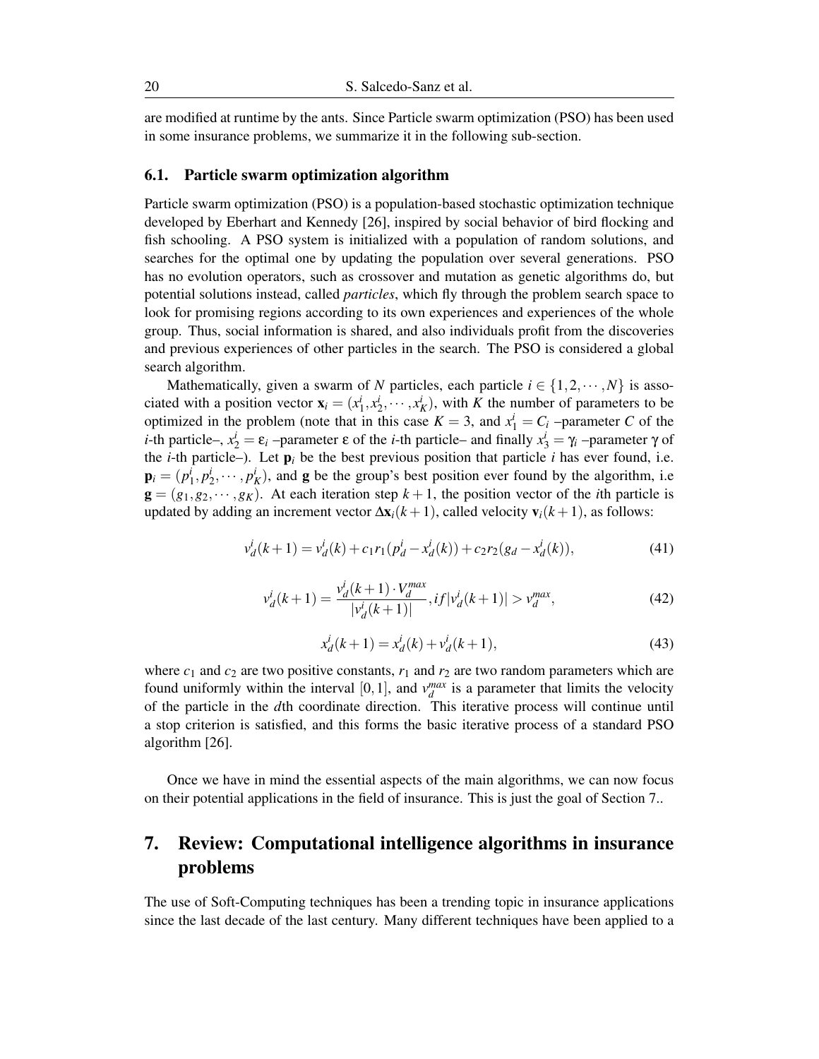are modified at runtime by the ants. Since Particle swarm optimization (PSO) has been used in some insurance problems, we summarize it in the following sub-section.

### 6.1. Particle swarm optimization algorithm

Particle swarm optimization (PSO) is a population-based stochastic optimization technique developed by Eberhart and Kennedy [26], inspired by social behavior of bird flocking and fish schooling. A PSO system is initialized with a population of random solutions, and searches for the optimal one by updating the population over several generations. PSO has no evolution operators, such as crossover and mutation as genetic algorithms do, but potential solutions instead, called *particles*, which fly through the problem search space to look for promising regions according to its own experiences and experiences of the whole group. Thus, social information is shared, and also individuals profit from the discoveries and previous experiences of other particles in the search. The PSO is considered a global search algorithm.

Mathematically, given a swarm of $N$ particles, each particle $i \in \{1, 2, \cdots, N\}$ is associated with a position vector $\mathbf{x}_i = (x_1^i, x_2^i, \cdots, x_K^i)$, with $K$ the number of parameters to be optimized in the problem (note that in this case $K = 3$, and $x_1^i = C_i$ –parameter $C$ of the $i$-th particle–, $x_2^i = \varepsilon_i$ –parameter $\varepsilon$ of the $i$-th particle– and finally $x_3^i = \gamma_i$ –parameter $\gamma$ of the $i$-th particle–). Let $\mathbf{p}_i$ be the best previous position that particle $i$ has ever found, i.e. $\mathbf{p}_i = (p_1^i, p_2^i, \cdots, p_K^i)$, and $\mathbf{g}$ be the group's best position ever found by the algorithm, i.e $\mathbf{g} = (g_1, g_2, \cdots, g_K)$. At each iteration step $k+1$, the position vector of the $i$th particle is updated by adding an increment vector $\Delta\mathbf{x}_i(k+1)$, called velocity $\mathbf{v}_i(k+1)$, as follows:

$$v_d^i(k+1) = v_d^i(k) + c_1 r_1 (p_d^i - x_d^i(k)) + c_2 r_2 (g_d - x_d^i(k)), \tag{41}$$

$$v_d^i(k+1) = \frac{v_d^i(k+1) \cdot V_d^{max}}{|v_d^i(k+1)|}, if |v_d^i(k+1)| > v_d^{max}, \tag{42}$$

$$x_d^i(k+1) = x_d^i(k) + v_d^i(k+1), \tag{43}$$

where $c_1$ and $c_2$ are two positive constants, $r_1$ and $r_2$ are two random parameters which are found uniformly within the interval $[0, 1]$, and $v_d^{max}$ is a parameter that limits the velocity of the particle in the $d$th coordinate direction. This iterative process will continue until a stop criterion is satisfied, and this forms the basic iterative process of a standard PSO algorithm [26].

Once we have in mind the essential aspects of the main algorithms, we can now focus on their potential applications in the field of insurance. This is just the goal of Section 7..

## 7. Review: Computational intelligence algorithms in insurance problems

The use of Soft-Computing techniques has been a trending topic in insurance applications since the last decade of the last century. Many different techniques have been applied to a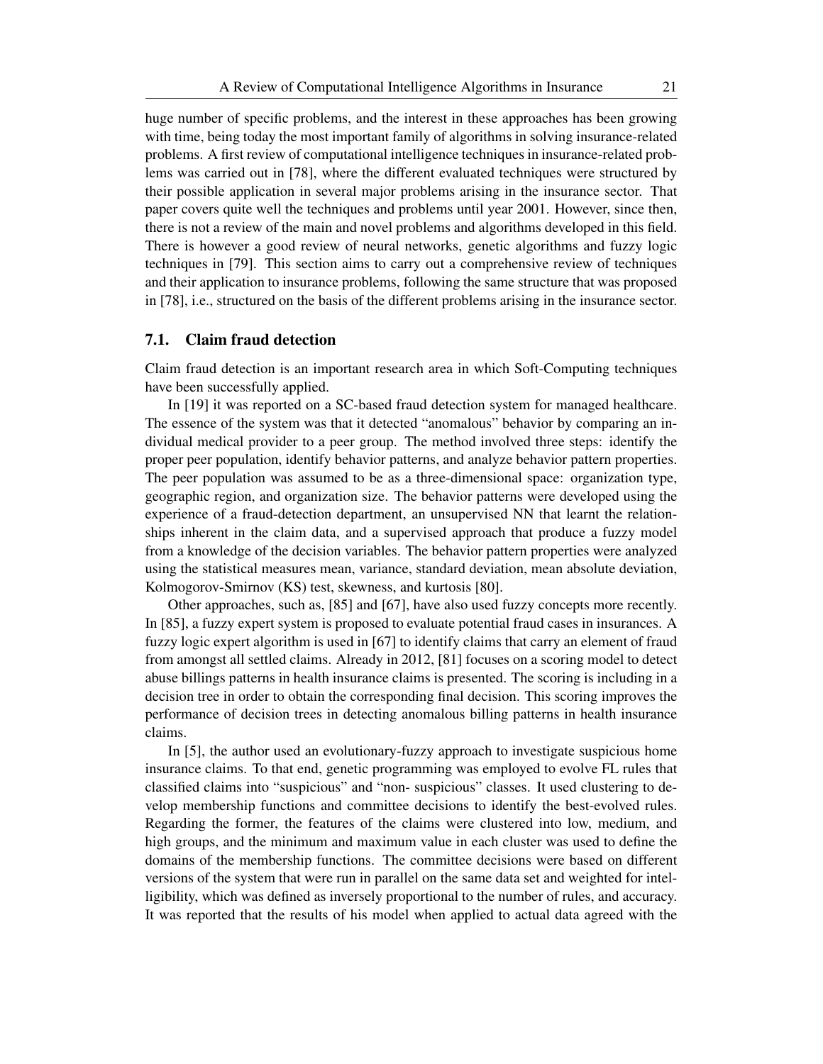huge number of specific problems, and the interest in these approaches has been growing with time, being today the most important family of algorithms in solving insurance-related problems. A first review of computational intelligence techniques in insurance-related problems was carried out in [78], where the different evaluated techniques were structured by their possible application in several major problems arising in the insurance sector. That paper covers quite well the techniques and problems until year 2001. However, since then, there is not a review of the main and novel problems and algorithms developed in this field. There is however a good review of neural networks, genetic algorithms and fuzzy logic techniques in [79]. This section aims to carry out a comprehensive review of techniques and their application to insurance problems, following the same structure that was proposed in [78], i.e., structured on the basis of the different problems arising in the insurance sector.

### 7.1. Claim fraud detection

Claim fraud detection is an important research area in which Soft-Computing techniques have been successfully applied.

In [19] it was reported on a SC-based fraud detection system for managed healthcare. The essence of the system was that it detected "anomalous" behavior by comparing an individual medical provider to a peer group. The method involved three steps: identify the proper peer population, identify behavior patterns, and analyze behavior pattern properties. The peer population was assumed to be as a three-dimensional space: organization type, geographic region, and organization size. The behavior patterns were developed using the experience of a fraud-detection department, an unsupervised NN that learnt the relationships inherent in the claim data, and a supervised approach that produce a fuzzy model from a knowledge of the decision variables. The behavior pattern properties were analyzed using the statistical measures mean, variance, standard deviation, mean absolute deviation, Kolmogorov-Smirnov (KS) test, skewness, and kurtosis [80].

Other approaches, such as, [85] and [67], have also used fuzzy concepts more recently. In [85], a fuzzy expert system is proposed to evaluate potential fraud cases in insurances. A fuzzy logic expert algorithm is used in [67] to identify claims that carry an element of fraud from amongst all settled claims. Already in 2012, [81] focuses on a scoring model to detect abuse billings patterns in health insurance claims is presented. The scoring is including in a decision tree in order to obtain the corresponding final decision. This scoring improves the performance of decision trees in detecting anomalous billing patterns in health insurance claims.

In [5], the author used an evolutionary-fuzzy approach to investigate suspicious home insurance claims. To that end, genetic programming was employed to evolve FL rules that classified claims into "suspicious" and "non- suspicious" classes. It used clustering to develop membership functions and committee decisions to identify the best-evolved rules. Regarding the former, the features of the claims were clustered into low, medium, and high groups, and the minimum and maximum value in each cluster was used to define the domains of the membership functions. The committee decisions were based on different versions of the system that were run in parallel on the same data set and weighted for intelligibility, which was defined as inversely proportional to the number of rules, and accuracy. It was reported that the results of his model when applied to actual data agreed with the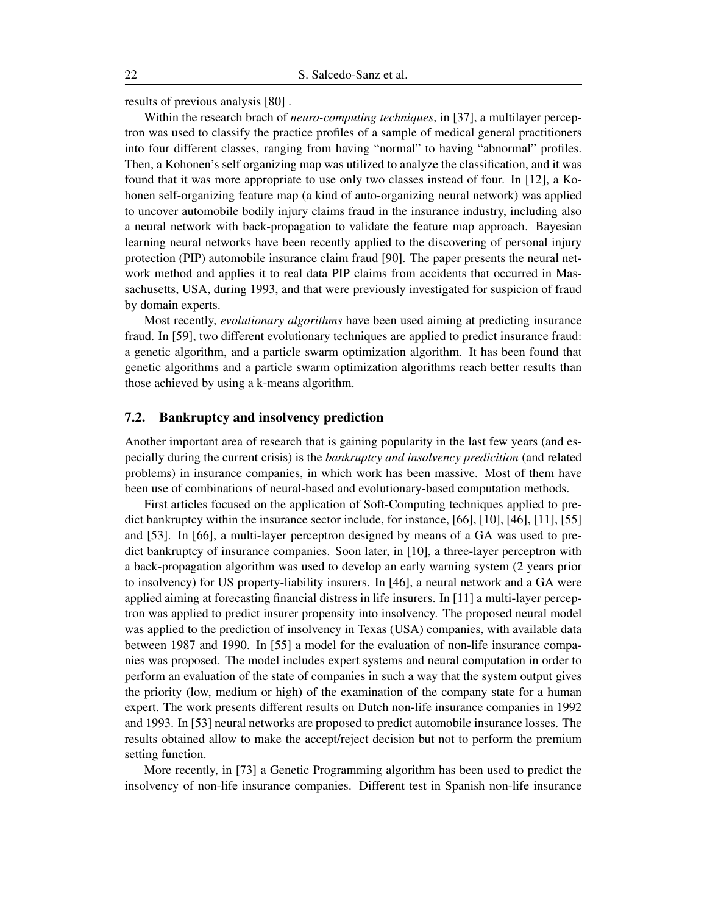results of previous analysis [80] .

Within the research brach of *neuro-computing techniques*, in [37], a multilayer perceptron was used to classify the practice profiles of a sample of medical general practitioners into four different classes, ranging from having "normal" to having "abnormal" profiles. Then, a Kohonen's self organizing map was utilized to analyze the classification, and it was found that it was more appropriate to use only two classes instead of four. In [12], a Kohonen self-organizing feature map (a kind of auto-organizing neural network) was applied to uncover automobile bodily injury claims fraud in the insurance industry, including also a neural network with back-propagation to validate the feature map approach. Bayesian learning neural networks have been recently applied to the discovering of personal injury protection (PIP) automobile insurance claim fraud [90]. The paper presents the neural network method and applies it to real data PIP claims from accidents that occurred in Massachusetts, USA, during 1993, and that were previously investigated for suspicion of fraud by domain experts.

Most recently, *evolutionary algorithms* have been used aiming at predicting insurance fraud. In [59], two different evolutionary techniques are applied to predict insurance fraud: a genetic algorithm, and a particle swarm optimization algorithm. It has been found that genetic algorithms and a particle swarm optimization algorithms reach better results than those achieved by using a k-means algorithm.

## 7.2. Bankruptcy and insolvency prediction

Another important area of research that is gaining popularity in the last few years (and especially during the current crisis) is the *bankruptcy and insolvency predicition* (and related problems) in insurance companies, in which work has been massive. Most of them have been use of combinations of neural-based and evolutionary-based computation methods.

First articles focused on the application of Soft-Computing techniques applied to predict bankruptcy within the insurance sector include, for instance, [66], [10], [46], [11], [55] and [53]. In [66], a multi-layer perceptron designed by means of a GA was used to predict bankruptcy of insurance companies. Soon later, in [10], a three-layer perceptron with a back-propagation algorithm was used to develop an early warning system (2 years prior to insolvency) for US property-liability insurers. In [46], a neural network and a GA were applied aiming at forecasting financial distress in life insurers. In [11] a multi-layer perceptron was applied to predict insurer propensity into insolvency. The proposed neural model was applied to the prediction of insolvency in Texas (USA) companies, with available data between 1987 and 1990. In [55] a model for the evaluation of non-life insurance companies was proposed. The model includes expert systems and neural computation in order to perform an evaluation of the state of companies in such a way that the system output gives the priority (low, medium or high) of the examination of the company state for a human expert. The work presents different results on Dutch non-life insurance companies in 1992 and 1993. In [53] neural networks are proposed to predict automobile insurance losses. The results obtained allow to make the accept/reject decision but not to perform the premium setting function.

More recently, in [73] a Genetic Programming algorithm has been used to predict the insolvency of non-life insurance companies. Different test in Spanish non-life insurance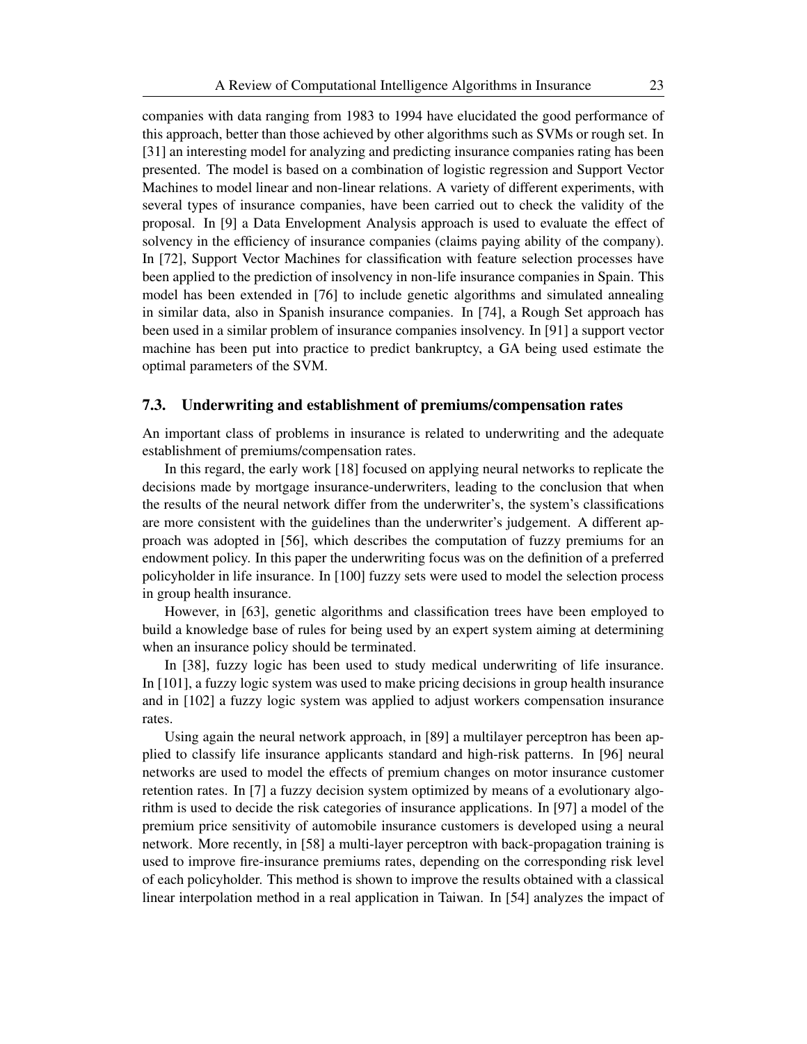companies with data ranging from 1983 to 1994 have elucidated the good performance of this approach, better than those achieved by other algorithms such as SVMs or rough set. In [31] an interesting model for analyzing and predicting insurance companies rating has been presented. The model is based on a combination of logistic regression and Support Vector Machines to model linear and non-linear relations. A variety of different experiments, with several types of insurance companies, have been carried out to check the validity of the proposal. In [9] a Data Envelopment Analysis approach is used to evaluate the effect of solvency in the efficiency of insurance companies (claims paying ability of the company). In [72], Support Vector Machines for classification with feature selection processes have been applied to the prediction of insolvency in non-life insurance companies in Spain. This model has been extended in [76] to include genetic algorithms and simulated annealing in similar data, also in Spanish insurance companies. In [74], a Rough Set approach has been used in a similar problem of insurance companies insolvency. In [91] a support vector machine has been put into practice to predict bankruptcy, a GA being used estimate the optimal parameters of the SVM.

### 7.3. Underwriting and establishment of premiums/compensation rates

An important class of problems in insurance is related to underwriting and the adequate establishment of premiums/compensation rates.

In this regard, the early work [18] focused on applying neural networks to replicate the decisions made by mortgage insurance-underwriters, leading to the conclusion that when the results of the neural network differ from the underwriter's, the system's classifications are more consistent with the guidelines than the underwriter's judgement. A different approach was adopted in [56], which describes the computation of fuzzy premiums for an endowment policy. In this paper the underwriting focus was on the definition of a preferred policyholder in life insurance. In [100] fuzzy sets were used to model the selection process in group health insurance.

However, in [63], genetic algorithms and classification trees have been employed to build a knowledge base of rules for being used by an expert system aiming at determining when an insurance policy should be terminated.

In [38], fuzzy logic has been used to study medical underwriting of life insurance. In [101], a fuzzy logic system was used to make pricing decisions in group health insurance and in [102] a fuzzy logic system was applied to adjust workers compensation insurance rates.

Using again the neural network approach, in [89] a multilayer perceptron has been applied to classify life insurance applicants standard and high-risk patterns. In [96] neural networks are used to model the effects of premium changes on motor insurance customer retention rates. In [7] a fuzzy decision system optimized by means of a evolutionary algorithm is used to decide the risk categories of insurance applications. In [97] a model of the premium price sensitivity of automobile insurance customers is developed using a neural network. More recently, in [58] a multi-layer perceptron with back-propagation training is used to improve fire-insurance premiums rates, depending on the corresponding risk level of each policyholder. This method is shown to improve the results obtained with a classical linear interpolation method in a real application in Taiwan. In [54] analyzes the impact of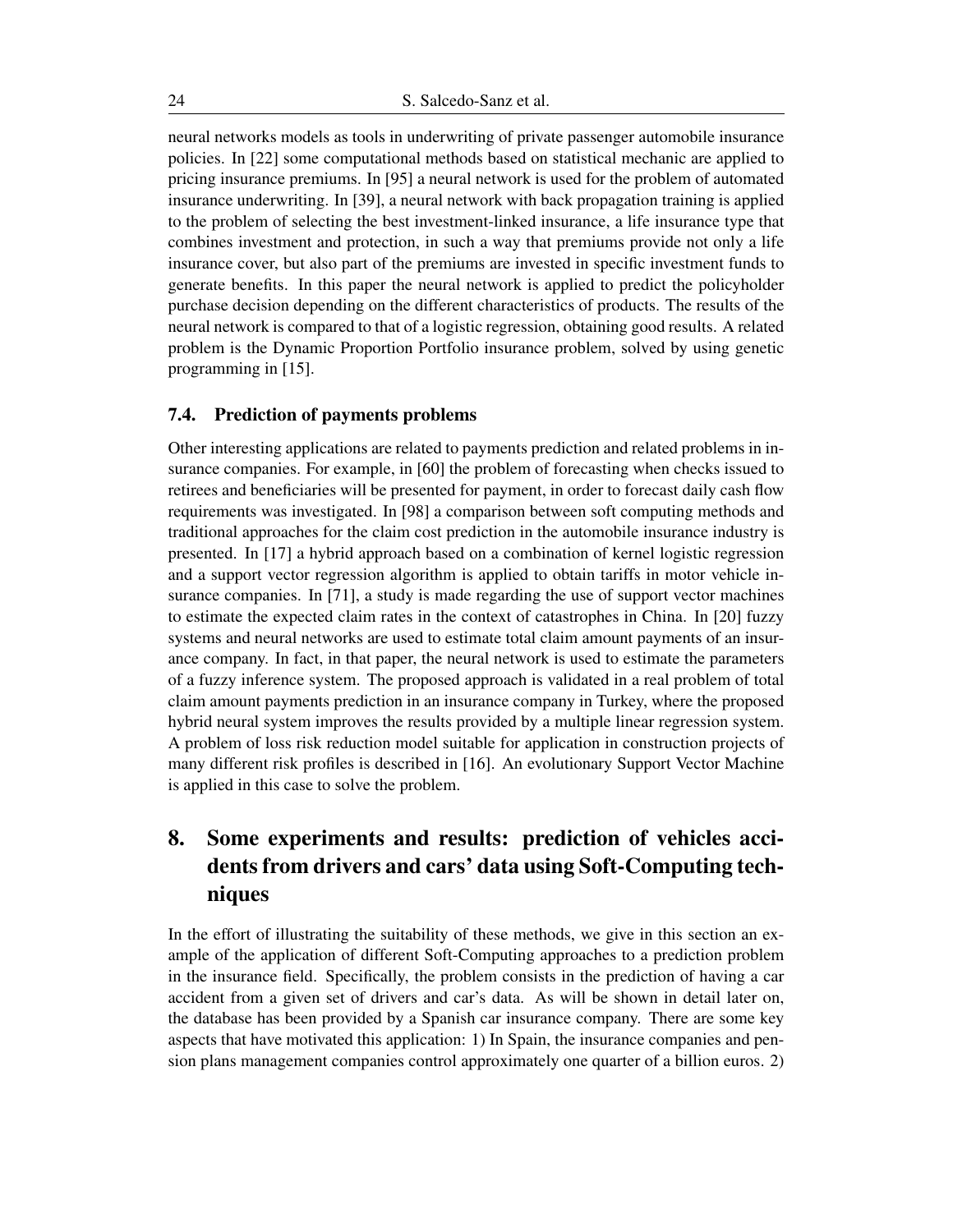neural networks models as tools in underwriting of private passenger automobile insurance policies. In [22] some computational methods based on statistical mechanic are applied to pricing insurance premiums. In [95] a neural network is used for the problem of automated insurance underwriting. In [39], a neural network with back propagation training is applied to the problem of selecting the best investment-linked insurance, a life insurance type that combines investment and protection, in such a way that premiums provide not only a life insurance cover, but also part of the premiums are invested in specific investment funds to generate benefits. In this paper the neural network is applied to predict the policyholder purchase decision depending on the different characteristics of products. The results of the neural network is compared to that of a logistic regression, obtaining good results. A related problem is the Dynamic Proportion Portfolio insurance problem, solved by using genetic programming in [15].

### 7.4. Prediction of payments problems

Other interesting applications are related to payments prediction and related problems in insurance companies. For example, in [60] the problem of forecasting when checks issued to retirees and beneficiaries will be presented for payment, in order to forecast daily cash flow requirements was investigated. In [98] a comparison between soft computing methods and traditional approaches for the claim cost prediction in the automobile insurance industry is presented. In [17] a hybrid approach based on a combination of kernel logistic regression and a support vector regression algorithm is applied to obtain tariffs in motor vehicle insurance companies. In [71], a study is made regarding the use of support vector machines to estimate the expected claim rates in the context of catastrophes in China. In [20] fuzzy systems and neural networks are used to estimate total claim amount payments of an insurance company. In fact, in that paper, the neural network is used to estimate the parameters of a fuzzy inference system. The proposed approach is validated in a real problem of total claim amount payments prediction in an insurance company in Turkey, where the proposed hybrid neural system improves the results provided by a multiple linear regression system. A problem of loss risk reduction model suitable for application in construction projects of many different risk profiles is described in [16]. An evolutionary Support Vector Machine is applied in this case to solve the problem.

## 8. Some experiments and results: prediction of vehicles accidents from drivers and cars' data using Soft-Computing techniques

In the effort of illustrating the suitability of these methods, we give in this section an example of the application of different Soft-Computing approaches to a prediction problem in the insurance field. Specifically, the problem consists in the prediction of having a car accident from a given set of drivers and car's data. As will be shown in detail later on, the database has been provided by a Spanish car insurance company. There are some key aspects that have motivated this application: 1) In Spain, the insurance companies and pension plans management companies control approximately one quarter of a billion euros. 2)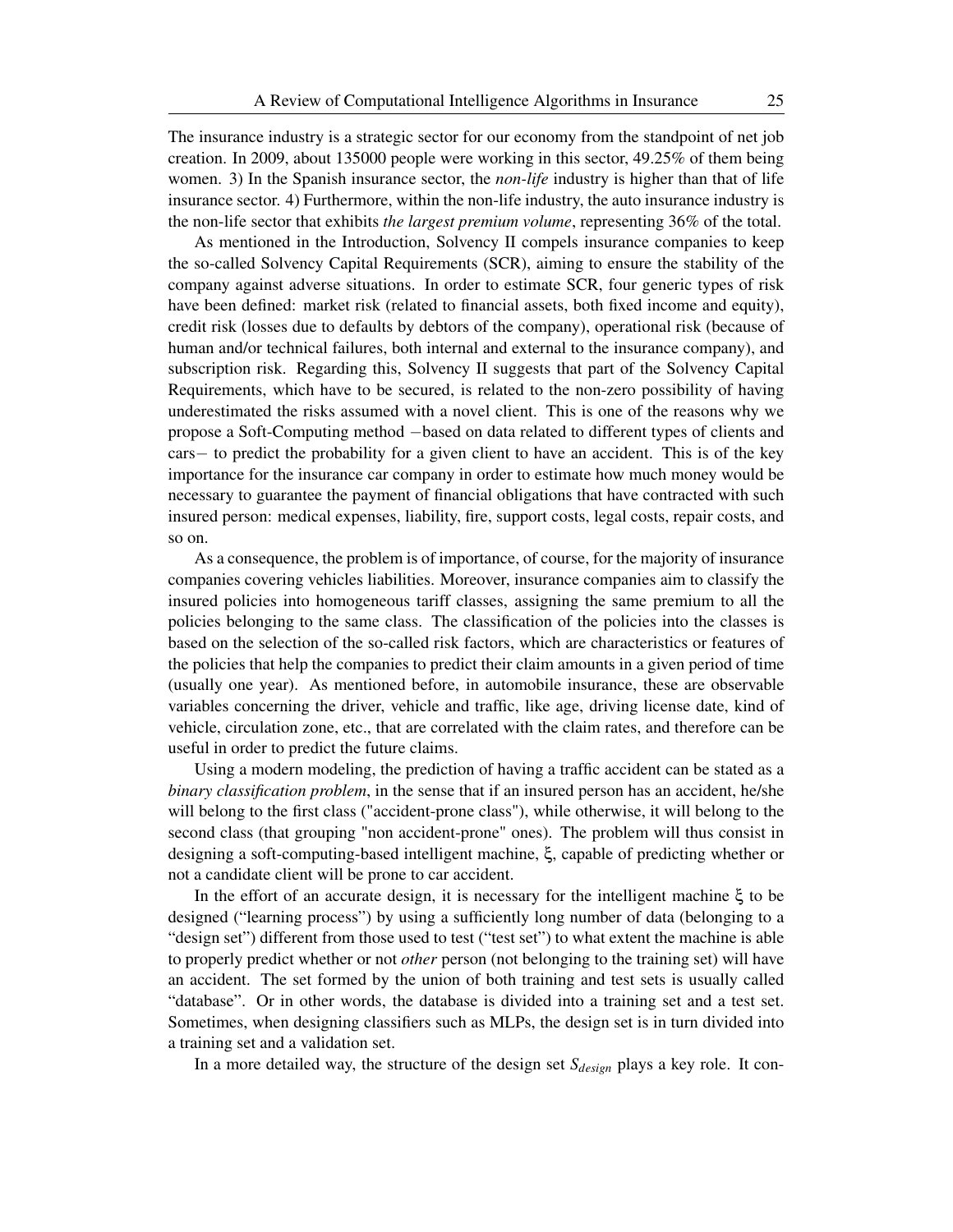The insurance industry is a strategic sector for our economy from the standpoint of net job creation. In 2009, about 135000 people were working in this sector, 49.25% of them being women. 3) In the Spanish insurance sector, the *non-life* industry is higher than that of life insurance sector. 4) Furthermore, within the non-life industry, the auto insurance industry is the non-life sector that exhibits *the largest premium volume*, representing 36% of the total.

As mentioned in the Introduction, Solvency II compels insurance companies to keep the so-called Solvency Capital Requirements (SCR), aiming to ensure the stability of the company against adverse situations. In order to estimate SCR, four generic types of risk have been defined: market risk (related to financial assets, both fixed income and equity), credit risk (losses due to defaults by debtors of the company), operational risk (because of human and/or technical failures, both internal and external to the insurance company), and subscription risk. Regarding this, Solvency II suggests that part of the Solvency Capital Requirements, which have to be secured, is related to the non-zero possibility of having underestimated the risks assumed with a novel client. This is one of the reasons why we propose a Soft-Computing method −based on data related to different types of clients and cars− to predict the probability for a given client to have an accident. This is of the key importance for the insurance car company in order to estimate how much money would be necessary to guarantee the payment of financial obligations that have contracted with such insured person: medical expenses, liability, fire, support costs, legal costs, repair costs, and so on.

As a consequence, the problem is of importance, of course, for the majority of insurance companies covering vehicles liabilities. Moreover, insurance companies aim to classify the insured policies into homogeneous tariff classes, assigning the same premium to all the policies belonging to the same class. The classification of the policies into the classes is based on the selection of the so-called risk factors, which are characteristics or features of the policies that help the companies to predict their claim amounts in a given period of time (usually one year). As mentioned before, in automobile insurance, these are observable variables concerning the driver, vehicle and traffic, like age, driving license date, kind of vehicle, circulation zone, etc., that are correlated with the claim rates, and therefore can be useful in order to predict the future claims.

Using a modern modeling, the prediction of having a traffic accident can be stated as a *binary classification problem*, in the sense that if an insured person has an accident, he/she will belong to the first class ("accident-prone class"), while otherwise, it will belong to the second class (that grouping "non accident-prone" ones). The problem will thus consist in designing a soft-computing-based intelligent machine, $\xi$, capable of predicting whether or not a candidate client will be prone to car accident.

In the effort of an accurate design, it is necessary for the intelligent machine $\xi$ to be designed ("learning process") by using a sufficiently long number of data (belonging to a "design set") different from those used to test ("test set") to what extent the machine is able to properly predict whether or not *other* person (not belonging to the training set) will have an accident. The set formed by the union of both training and test sets is usually called "database". Or in other words, the database is divided into a training set and a test set. Sometimes, when designing classifiers such as MLPs, the design set is in turn divided into a training set and a validation set.

In a more detailed way, the structure of the design set $S_{design}$ plays a key role. It con-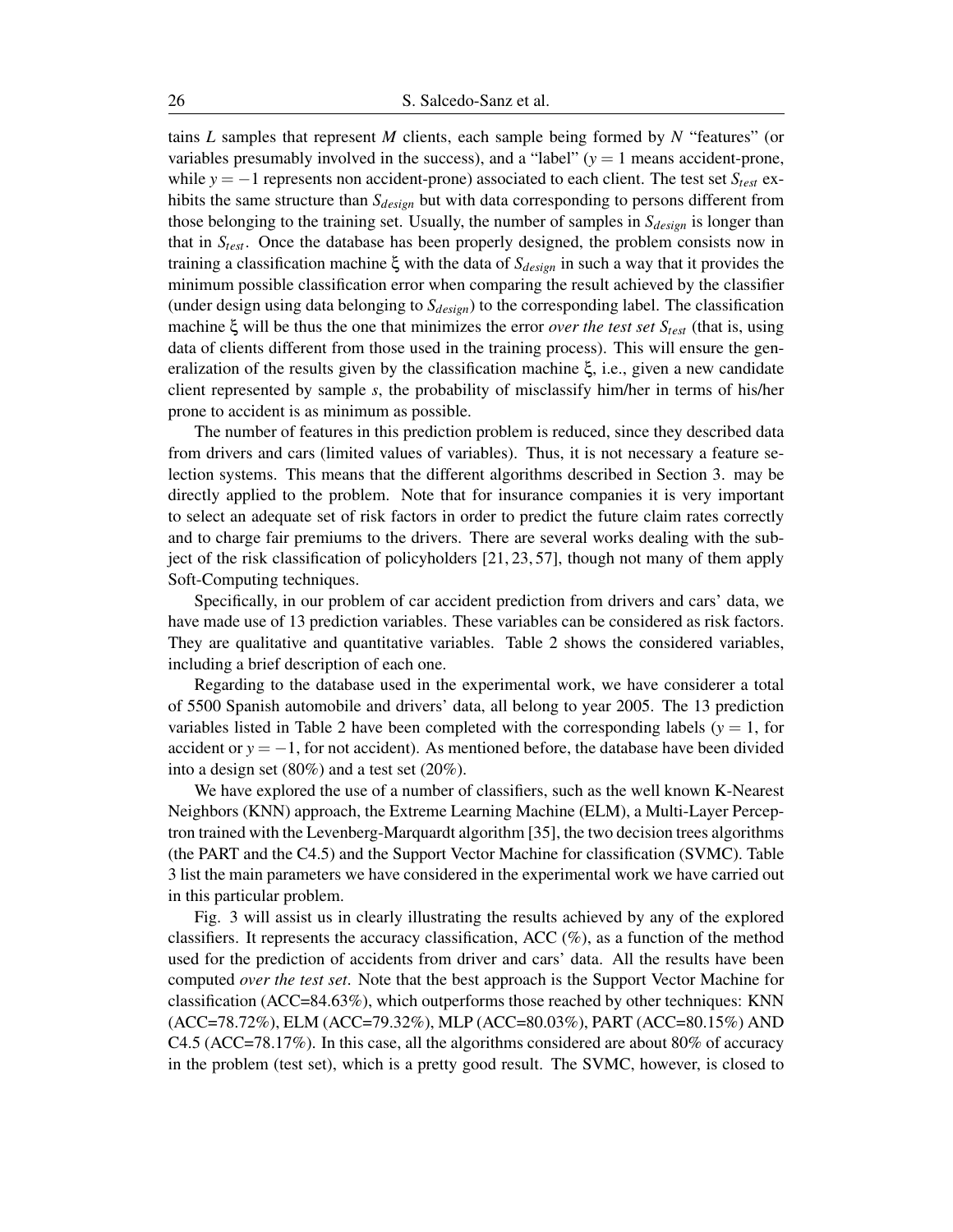tains $L$ samples that represent $M$ clients, each sample being formed by $N$ "features" (or variables presumably involved in the success), and a "label" ($y = 1$ means accident-prone, while $y = -1$ represents non accident-prone) associated to each client. The test set $S_{test}$ exhibits the same structure than $S_{design}$ but with data corresponding to persons different from those belonging to the training set. Usually, the number of samples in $S_{design}$ is longer than that in $S_{test}$. Once the database has been properly designed, the problem consists now in training a classification machine $\xi$ with the data of $S_{design}$ in such a way that it provides the minimum possible classification error when comparing the result achieved by the classifier (under design using data belonging to $S_{design}$) to the corresponding label. The classification machine $\xi$ will be thus the one that minimizes the error *over the test set* $S_{test}$ (that is, using data of clients different from those used in the training process). This will ensure the generalization of the results given by the classification machine $\xi$, i.e., given a new candidate client represented by sample $s$, the probability of misclassify him/her in terms of his/her prone to accident is as minimum as possible.

The number of features in this prediction problem is reduced, since they described data from drivers and cars (limited values of variables). Thus, it is not necessary a feature selection systems. This means that the different algorithms described in Section 3. may be directly applied to the problem. Note that for insurance companies it is very important to select an adequate set of risk factors in order to predict the future claim rates correctly and to charge fair premiums to the drivers. There are several works dealing with the subject of the risk classification of policyholders [21, 23, 57], though not many of them apply Soft-Computing techniques.

Specifically, in our problem of car accident prediction from drivers and cars' data, we have made use of 13 prediction variables. These variables can be considered as risk factors. They are qualitative and quantitative variables. Table 2 shows the considered variables, including a brief description of each one.

Regarding to the database used in the experimental work, we have considerer a total of 5500 Spanish automobile and drivers' data, all belong to year 2005. The 13 prediction variables listed in Table 2 have been completed with the corresponding labels ($y = 1$, for accident or $y = -1$, for not accident). As mentioned before, the database have been divided into a design set (80%) and a test set (20%).

We have explored the use of a number of classifiers, such as the well known K-Nearest Neighbors (KNN) approach, the Extreme Learning Machine (ELM), a Multi-Layer Perceptron trained with the Levenberg-Marquardt algorithm [35], the two decision trees algorithms (the PART and the C4.5) and the Support Vector Machine for classification (SVMC). Table 3 list the main parameters we have considered in the experimental work we have carried out in this particular problem.

Fig. 3 will assist us in clearly illustrating the results achieved by any of the explored classifiers. It represents the accuracy classification, ACC (%), as a function of the method used for the prediction of accidents from driver and cars' data. All the results have been computed *over the test set*. Note that the best approach is the Support Vector Machine for classification (ACC=84.63%), which outperforms those reached by other techniques: KNN (ACC=78.72%), ELM (ACC=79.32%), MLP (ACC=80.03%), PART (ACC=80.15%) AND C4.5 (ACC=78.17%). In this case, all the algorithms considered are about 80% of accuracy in the problem (test set), which is a pretty good result. The SVMC, however, is closed to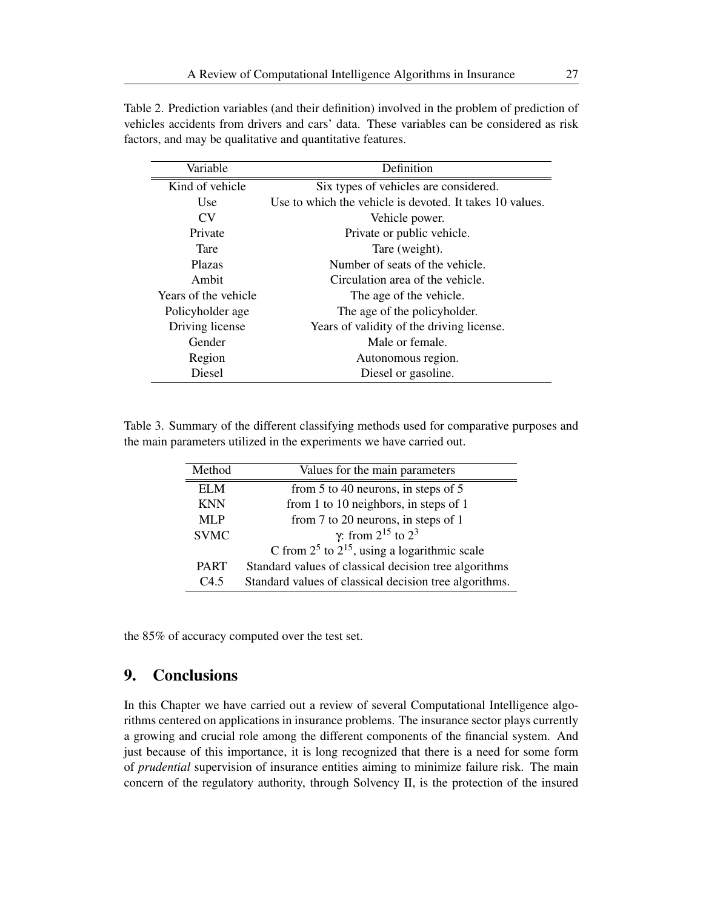Table 2. Prediction variables (and their definition) involved in the problem of prediction of vehicles accidents from drivers and cars' data. These variables can be considered as risk factors, and may be qualitative and quantitative features.

| Variable | Definition |
|---|---|
| Kind of vehicle | Six types of vehicles are considered. |
| Use | Use to which the vehicle is devoted. It takes 10 values. |
| CV | Vehicle power. |
| Private | Private or public vehicle. |
| Tare | Tare (weight). |
| Plazas | Number of seats of the vehicle. |
| Ambit | Circulation area of the vehicle. |
| Years of the vehicle | The age of the vehicle. |
| Policyholder age | The age of the policyholder. |
| Driving license | Years of validity of the driving license. |
| Gender | Male or female. |
| Region | Autonomous region. |
| Diesel | Diesel or gasoline. |

Table 3. Summary of the different classifying methods used for comparative purposes and the main parameters utilized in the experiments we have carried out.

| Method | Values for the main parameters |
|---|---|
| ELM | from 5 to 40 neurons, in steps of 5 |
| KNN | from 1 to 10 neighbors, in steps of 1 |
| MLP | from 7 to 20 neurons, in steps of 1 |
| SVMC | $\gamma$: from $2^{15}$ to $2^{3}$ |
| | C from $2^{5}$ to $2^{15}$, using a logarithmic scale |
| PART | Standard values of classical decision tree algorithms |
| C4.5 | Standard values of classical decision tree algorithms. |

the 85% of accuracy computed over the test set.

## 9. Conclusions

In this Chapter we have carried out a review of several Computational Intelligence algorithms centered on applications in insurance problems. The insurance sector plays currently a growing and crucial role among the different components of the financial system. And just because of this importance, it is long recognized that there is a need for some form of *prudential* supervision of insurance entities aiming to minimize failure risk. The main concern of the regulatory authority, through Solvency II, is the protection of the insured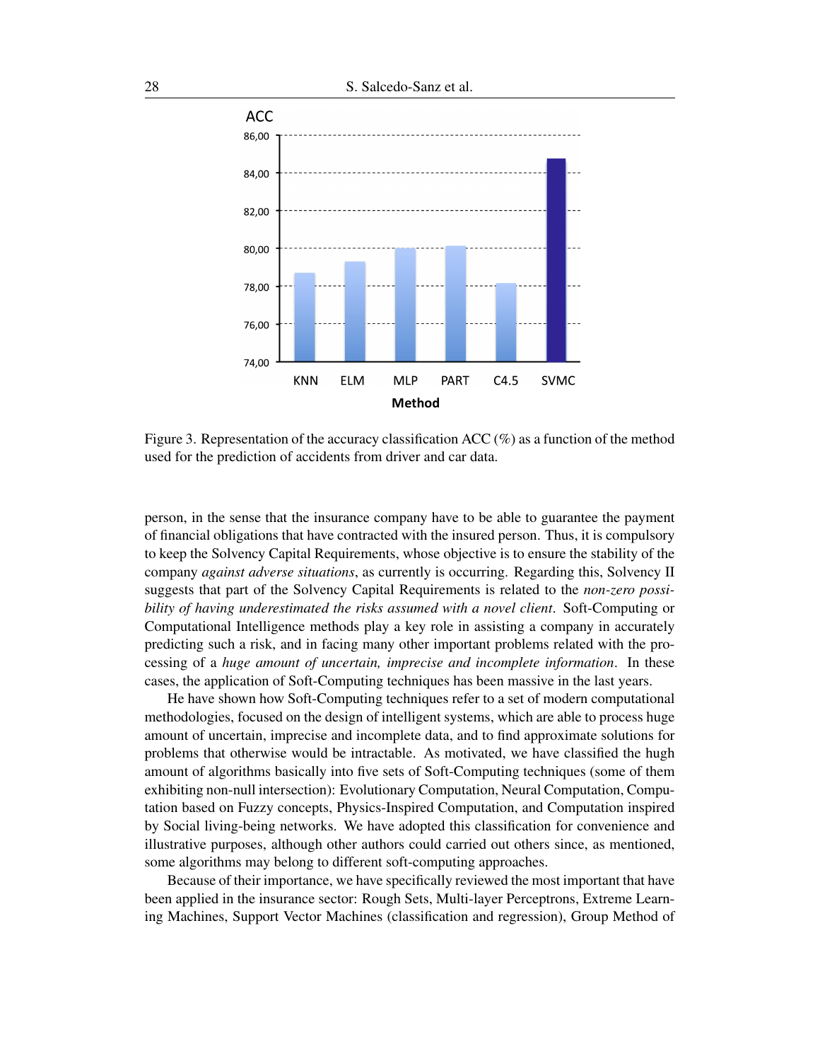Figure 3. Representation of the accuracy classification ACC (%) as a function of the method used for the prediction of accidents from driver and car data.

person, in the sense that the insurance company have to be able to guarantee the payment of financial obligations that have contracted with the insured person. Thus, it is compulsory to keep the Solvency Capital Requirements, whose objective is to ensure the stability of the company *against adverse situations*, as currently is occurring. Regarding this, Solvency II suggests that part of the Solvency Capital Requirements is related to the *non-zero possibility of having underestimated the risks assumed with a novel client*. Soft-Computing or Computational Intelligence methods play a key role in assisting a company in accurately predicting such a risk, and in facing many other important problems related with the processing of a *huge amount of uncertain, imprecise and incomplete information*. In these cases, the application of Soft-Computing techniques has been massive in the last years.

He have shown how Soft-Computing techniques refer to a set of modern computational methodologies, focused on the design of intelligent systems, which are able to process huge amount of uncertain, imprecise and incomplete data, and to find approximate solutions for problems that otherwise would be intractable. As motivated, we have classified the hugh amount of algorithms basically into five sets of Soft-Computing techniques (some of them exhibiting non-null intersection): Evolutionary Computation, Neural Computation, Computation based on Fuzzy concepts, Physics-Inspired Computation, and Computation inspired by Social living-being networks. We have adopted this classification for convenience and illustrative purposes, although other authors could carried out others since, as mentioned, some algorithms may belong to different soft-computing approaches.

Because of their importance, we have specifically reviewed the most important that have been applied in the insurance sector: Rough Sets, Multi-layer Perceptrons, Extreme Learning Machines, Support Vector Machines (classification and regression), Group Method of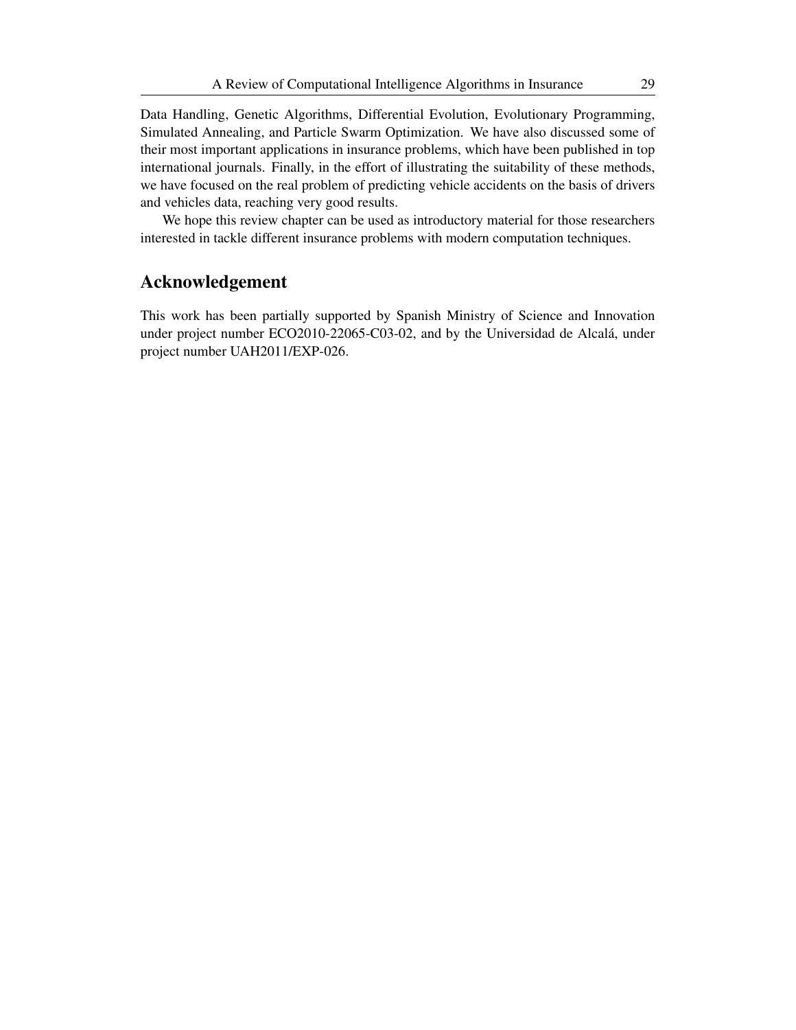Data Handling, Genetic Algorithms, Differential Evolution, Evolutionary Programming, Simulated Annealing, and Particle Swarm Optimization. We have also discussed some of their most important applications in insurance problems, which have been published in top international journals. Finally, in the effort of illustrating the suitability of these methods, we have focused on the real problem of predicting vehicle accidents on the basis of drivers and vehicles data, reaching very good results.

We hope this review chapter can be used as introductory material for those researchers interested in tackle different insurance problems with modern computation techniques.

## Acknowledgement

This work has been partially supported by Spanish Ministry of Science and Innovation under project number ECO2010-22065-C03-02, and by the Universidad de Alcalá, under project number UAH2011/EXP-026.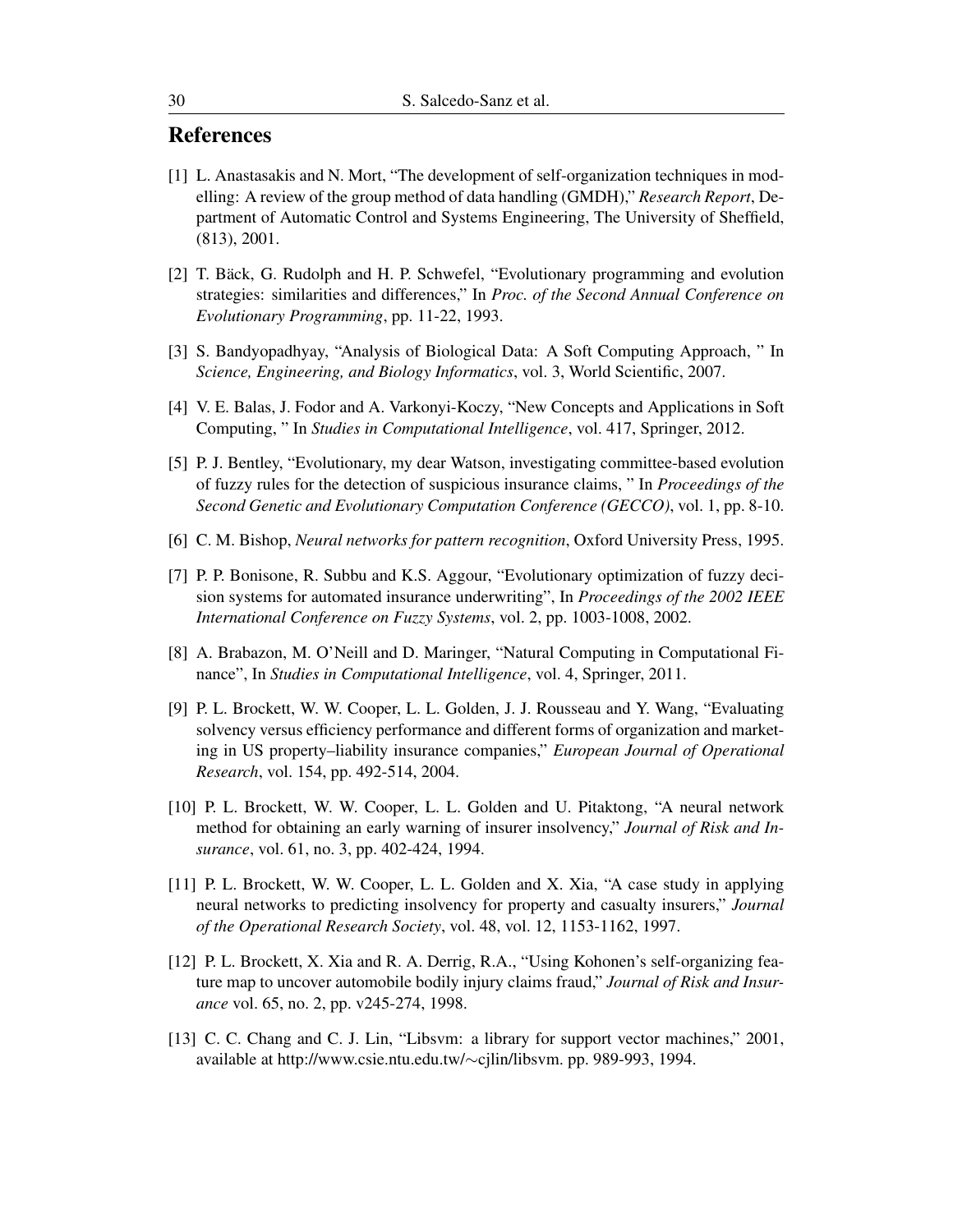## References

[1] L. Anastasakis and N. Mort, "The development of self-organization techniques in modelling: A review of the group method of data handling (GMDH)," *Research Report*, Department of Automatic Control and Systems Engineering, The University of Sheffield, (813), 2001.

[2] T. Bäck, G. Rudolph and H. P. Schwefel, "Evolutionary programming and evolution strategies: similarities and differences," In *Proc. of the Second Annual Conference on Evolutionary Programming*, pp. 11-22, 1993.

[3] S. Bandyopadhyay, "Analysis of Biological Data: A Soft Computing Approach, " In *Science, Engineering, and Biology Informatics*, vol. 3, World Scientific, 2007.

[4] V. E. Balas, J. Fodor and A. Varkonyi-Koczy, "New Concepts and Applications in Soft Computing, " In *Studies in Computational Intelligence*, vol. 417, Springer, 2012.

[5] P. J. Bentley, "Evolutionary, my dear Watson, investigating committee-based evolution of fuzzy rules for the detection of suspicious insurance claims, " In *Proceedings of the Second Genetic and Evolutionary Computation Conference (GECCO)*, vol. 1, pp. 8-10.

[6] C. M. Bishop, *Neural networks for pattern recognition*, Oxford University Press, 1995.

[7] P. P. Bonisone, R. Subbu and K.S. Aggour, "Evolutionary optimization of fuzzy decision systems for automated insurance underwriting", In *Proceedings of the 2002 IEEE International Conference on Fuzzy Systems*, vol. 2, pp. 1003-1008, 2002.

[8] A. Brabazon, M. O'Neill and D. Maringer, "Natural Computing in Computational Finance", In *Studies in Computational Intelligence*, vol. 4, Springer, 2011.

[9] P. L. Brockett, W. W. Cooper, L. L. Golden, J. J. Rousseau and Y. Wang, "Evaluating solvency versus efficiency performance and different forms of organization and marketing in US property–liability insurance companies," *European Journal of Operational Research*, vol. 154, pp. 492-514, 2004.

[10] P. L. Brockett, W. W. Cooper, L. L. Golden and U. Pitaktong, "A neural network method for obtaining an early warning of insurer insolvency," *Journal of Risk and Insurance*, vol. 61, no. 3, pp. 402-424, 1994.

[11] P. L. Brockett, W. W. Cooper, L. L. Golden and X. Xia, "A case study in applying neural networks to predicting insolvency for property and casualty insurers," *Journal of the Operational Research Society*, vol. 48, vol. 12, 1153-1162, 1997.

[12] P. L. Brockett, X. Xia and R. A. Derrig, R.A., "Using Kohonen's self-organizing feature map to uncover automobile bodily injury claims fraud," *Journal of Risk and Insurance* vol. 65, no. 2, pp. v245-274, 1998.

[13] C. C. Chang and C. J. Lin, "Libsvm: a library for support vector machines," 2001, available at http://www.csie.ntu.edu.tw/∼cjlin/libsvm. pp. 989-993, 1994.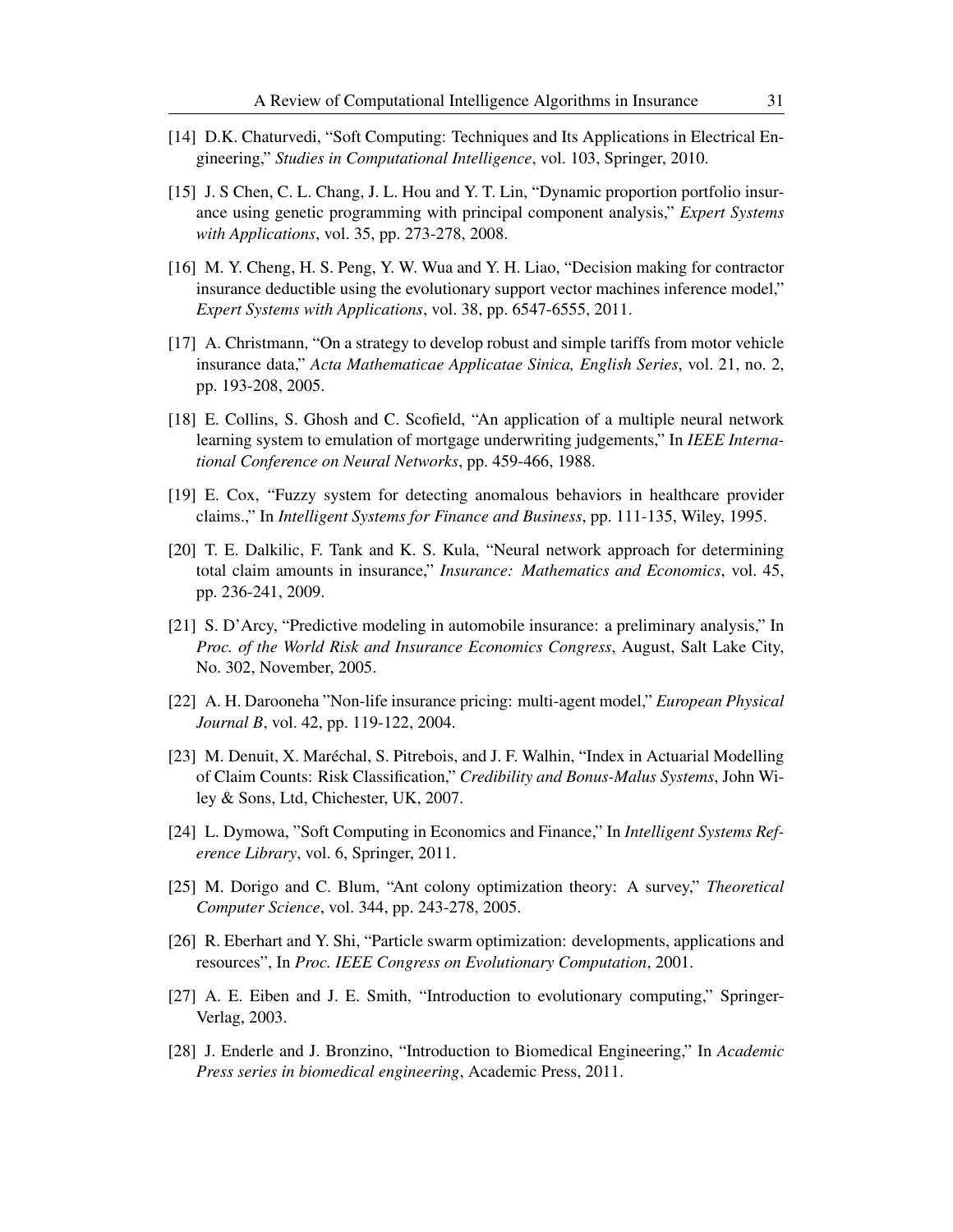[14] D.K. Chaturvedi, "Soft Computing: Techniques and Its Applications in Electrical Engineering," *Studies in Computational Intelligence*, vol. 103, Springer, 2010.

[15] J. S Chen, C. L. Chang, J. L. Hou and Y. T. Lin, "Dynamic proportion portfolio insurance using genetic programming with principal component analysis," *Expert Systems with Applications*, vol. 35, pp. 273-278, 2008.

[16] M. Y. Cheng, H. S. Peng, Y. W. Wua and Y. H. Liao, "Decision making for contractor insurance deductible using the evolutionary support vector machines inference model," *Expert Systems with Applications*, vol. 38, pp. 6547-6555, 2011.

[17] A. Christmann, "On a strategy to develop robust and simple tariffs from motor vehicle insurance data," *Acta Mathematicae Applicatae Sinica, English Series*, vol. 21, no. 2, pp. 193-208, 2005.

[18] E. Collins, S. Ghosh and C. Scofield, "An application of a multiple neural network learning system to emulation of mortgage underwriting judgements," In *IEEE International Conference on Neural Networks*, pp. 459-466, 1988.

[19] E. Cox, "Fuzzy system for detecting anomalous behaviors in healthcare provider claims.," In *Intelligent Systems for Finance and Business*, pp. 111-135, Wiley, 1995.

[20] T. E. Dalkilic, F. Tank and K. S. Kula, "Neural network approach for determining total claim amounts in insurance," *Insurance: Mathematics and Economics*, vol. 45, pp. 236-241, 2009.

[21] S. D'Arcy, "Predictive modeling in automobile insurance: a preliminary analysis," In *Proc. of the World Risk and Insurance Economics Congress*, August, Salt Lake City, No. 302, November, 2005.

[22] A. H. Darooneha "Non-life insurance pricing: multi-agent model," *European Physical Journal B*, vol. 42, pp. 119-122, 2004.

[23] M. Denuit, X. Maréchal, S. Pitrebois, and J. F. Walhin, "Index in Actuarial Modelling of Claim Counts: Risk Classification," *Credibility and Bonus-Malus Systems*, John Wiley & Sons, Ltd, Chichester, UK, 2007.

[24] L. Dymowa, "Soft Computing in Economics and Finance," In *Intelligent Systems Reference Library*, vol. 6, Springer, 2011.

[25] M. Dorigo and C. Blum, "Ant colony optimization theory: A survey," *Theoretical Computer Science*, vol. 344, pp. 243-278, 2005.

[26] R. Eberhart and Y. Shi, "Particle swarm optimization: developments, applications and resources", In *Proc. IEEE Congress on Evolutionary Computation*, 2001.

[27] A. E. Eiben and J. E. Smith, "Introduction to evolutionary computing," Springer-Verlag, 2003.

[28] J. Enderle and J. Bronzino, "Introduction to Biomedical Engineering," In *Academic Press series in biomedical engineering*, Academic Press, 2011.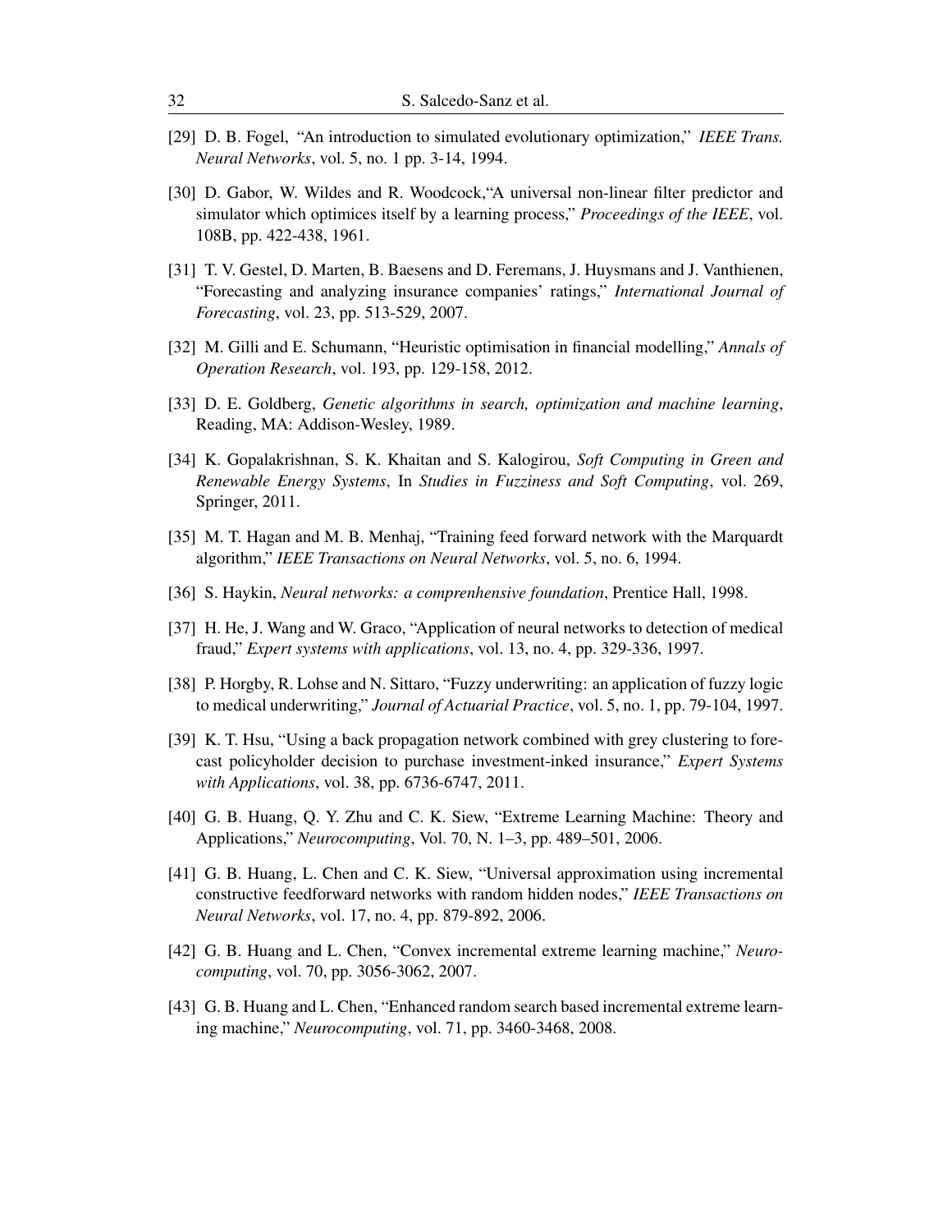[29] D. B. Fogel, "An introduction to simulated evolutionary optimization," *IEEE Trans. Neural Networks*, vol. 5, no. 1 pp. 3-14, 1994.

[30] D. Gabor, W. Wildes and R. Woodcock,"A universal non-linear filter predictor and simulator which optimices itself by a learning process," *Proceedings of the IEEE*, vol. 108B, pp. 422-438, 1961.

[31] T. V. Gestel, D. Marten, B. Baesens and D. Feremans, J. Huysmans and J. Vanthienen, "Forecasting and analyzing insurance companies' ratings," *International Journal of Forecasting*, vol. 23, pp. 513-529, 2007.

[32] M. Gilli and E. Schumann, "Heuristic optimisation in financial modelling," *Annals of Operation Research*, vol. 193, pp. 129-158, 2012.

[33] D. E. Goldberg, *Genetic algorithms in search, optimization and machine learning*, Reading, MA: Addison-Wesley, 1989.

[34] K. Gopalakrishnan, S. K. Khaitan and S. Kalogirou, *Soft Computing in Green and Renewable Energy Systems*, In *Studies in Fuzziness and Soft Computing*, vol. 269, Springer, 2011.

[35] M. T. Hagan and M. B. Menhaj, "Training feed forward network with the Marquardt algorithm," *IEEE Transactions on Neural Networks*, vol. 5, no. 6, 1994.

[36] S. Haykin, *Neural networks: a comprenhensive foundation*, Prentice Hall, 1998.

[37] H. He, J. Wang and W. Graco, "Application of neural networks to detection of medical fraud," *Expert systems with applications*, vol. 13, no. 4, pp. 329-336, 1997.

[38] P. Horgby, R. Lohse and N. Sittaro, "Fuzzy underwriting: an application of fuzzy logic to medical underwriting," *Journal of Actuarial Practice*, vol. 5, no. 1, pp. 79-104, 1997.

[39] K. T. Hsu, "Using a back propagation network combined with grey clustering to forecast policyholder decision to purchase investment-inked insurance," *Expert Systems with Applications*, vol. 38, pp. 6736-6747, 2011.

[40] G. B. Huang, Q. Y. Zhu and C. K. Siew, "Extreme Learning Machine: Theory and Applications," *Neurocomputing*, Vol. 70, N. 1–3, pp. 489–501, 2006.

[41] G. B. Huang, L. Chen and C. K. Siew, "Universal approximation using incremental constructive feedforward networks with random hidden nodes," *IEEE Transactions on Neural Networks*, vol. 17, no. 4, pp. 879-892, 2006.

[42] G. B. Huang and L. Chen, "Convex incremental extreme learning machine," *Neurocomputing*, vol. 70, pp. 3056-3062, 2007.

[43] G. B. Huang and L. Chen, "Enhanced random search based incremental extreme learning machine," *Neurocomputing*, vol. 71, pp. 3460-3468, 2008.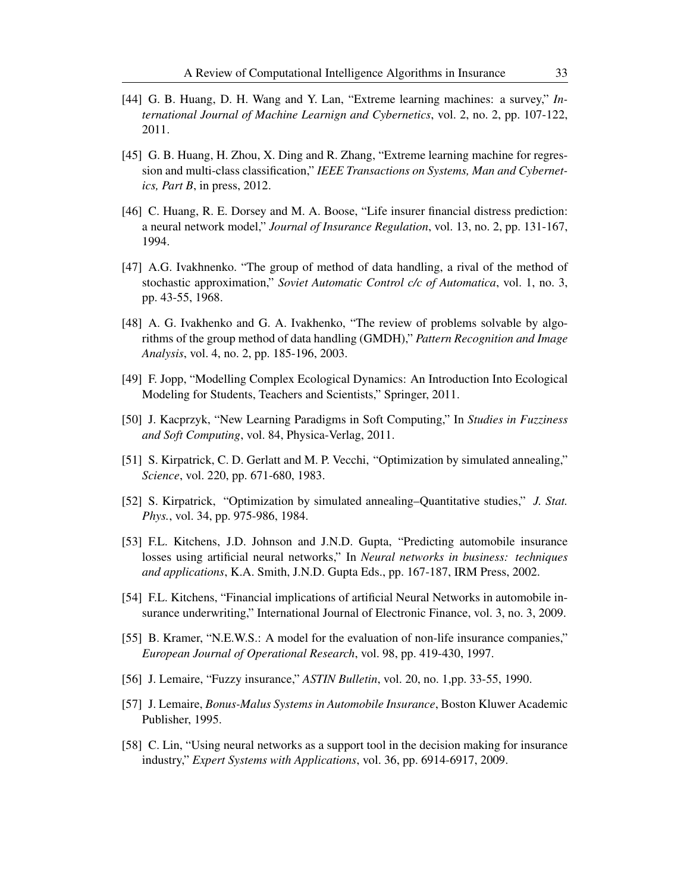[44] G. B. Huang, D. H. Wang and Y. Lan, "Extreme learning machines: a survey," *International Journal of Machine Learnign and Cybernetics*, vol. 2, no. 2, pp. 107-122, 2011.

[45] G. B. Huang, H. Zhou, X. Ding and R. Zhang, "Extreme learning machine for regression and multi-class classification," *IEEE Transactions on Systems, Man and Cybernetics, Part B*, in press, 2012.

[46] C. Huang, R. E. Dorsey and M. A. Boose, "Life insurer financial distress prediction: a neural network model," *Journal of Insurance Regulation*, vol. 13, no. 2, pp. 131-167, 1994.

[47] A.G. Ivakhnenko. "The group of method of data handling, a rival of the method of stochastic approximation," *Soviet Automatic Control c/c of Automatica*, vol. 1, no. 3, pp. 43-55, 1968.

[48] A. G. Ivakhenko and G. A. Ivakhenko, "The review of problems solvable by algorithms of the group method of data handling (GMDH)," *Pattern Recognition and Image Analysis*, vol. 4, no. 2, pp. 185-196, 2003.

[49] F. Jopp, "Modelling Complex Ecological Dynamics: An Introduction Into Ecological Modeling for Students, Teachers and Scientists," Springer, 2011.

[50] J. Kacprzyk, "New Learning Paradigms in Soft Computing," In *Studies in Fuzziness and Soft Computing*, vol. 84, Physica-Verlag, 2011.

[51] S. Kirpatrick, C. D. Gerlatt and M. P. Vecchi, "Optimization by simulated annealing," *Science*, vol. 220, pp. 671-680, 1983.

[52] S. Kirpatrick, "Optimization by simulated annealing–Quantitative studies," *J. Stat. Phys.*, vol. 34, pp. 975-986, 1984.

[53] F.L. Kitchens, J.D. Johnson and J.N.D. Gupta, "Predicting automobile insurance losses using artificial neural networks," In *Neural networks in business: techniques and applications*, K.A. Smith, J.N.D. Gupta Eds., pp. 167-187, IRM Press, 2002.

[54] F.L. Kitchens, "Financial implications of artificial Neural Networks in automobile insurance underwriting," International Journal of Electronic Finance, vol. 3, no. 3, 2009.

[55] B. Kramer, "N.E.W.S.: A model for the evaluation of non-life insurance companies," *European Journal of Operational Research*, vol. 98, pp. 419-430, 1997.

[56] J. Lemaire, "Fuzzy insurance," *ASTIN Bulletin*, vol. 20, no. 1,pp. 33-55, 1990.

[57] J. Lemaire, *Bonus-Malus Systems in Automobile Insurance*, Boston Kluwer Academic Publisher, 1995.

[58] C. Lin, "Using neural networks as a support tool in the decision making for insurance industry," *Expert Systems with Applications*, vol. 36, pp. 6914-6917, 2009.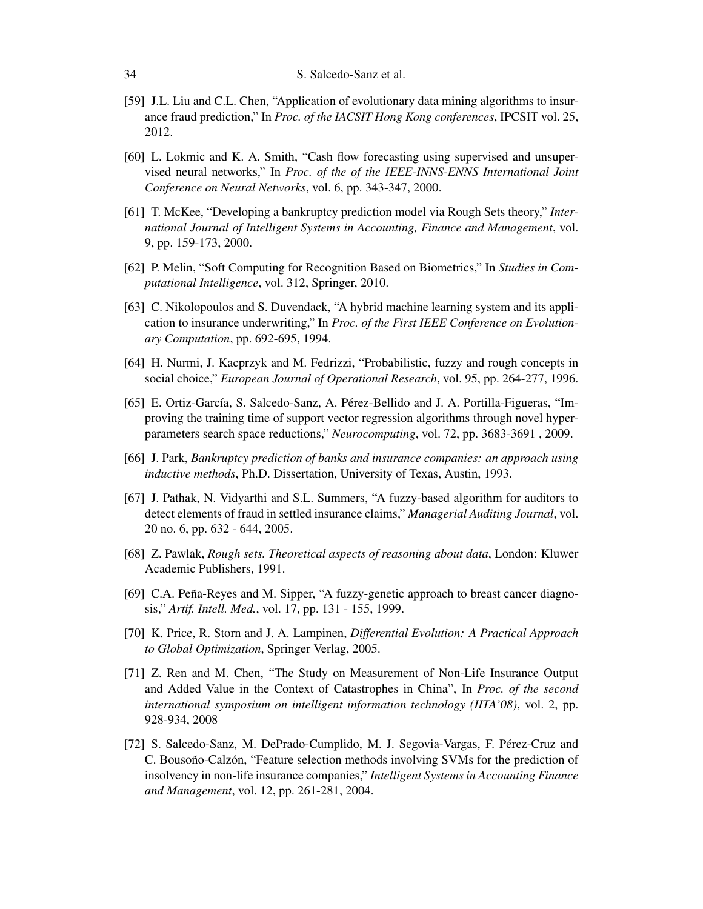[59] J.L. Liu and C.L. Chen, "Application of evolutionary data mining algorithms to insurance fraud prediction," In *Proc. of the IACSIT Hong Kong conferences*, IPCSIT vol. 25, 2012.

[60] L. Lokmic and K. A. Smith, "Cash flow forecasting using supervised and unsupervised neural networks," In *Proc. of the of the IEEE-INNS-ENNS International Joint Conference on Neural Networks*, vol. 6, pp. 343-347, 2000.

[61] T. McKee, "Developing a bankruptcy prediction model via Rough Sets theory," *International Journal of Intelligent Systems in Accounting, Finance and Management*, vol. 9, pp. 159-173, 2000.

[62] P. Melin, "Soft Computing for Recognition Based on Biometrics," In *Studies in Computational Intelligence*, vol. 312, Springer, 2010.

[63] C. Nikolopoulos and S. Duvendack, "A hybrid machine learning system and its application to insurance underwriting," In *Proc. of the First IEEE Conference on Evolutionary Computation*, pp. 692-695, 1994.

[64] H. Nurmi, J. Kacprzyk and M. Fedrizzi, "Probabilistic, fuzzy and rough concepts in social choice," *European Journal of Operational Research*, vol. 95, pp. 264-277, 1996.

[65] E. Ortiz-García, S. Salcedo-Sanz, A. Pérez-Bellido and J. A. Portilla-Figueras, "Improving the training time of support vector regression algorithms through novel hyperparameters search space reductions," *Neurocomputing*, vol. 72, pp. 3683-3691 , 2009.

[66] J. Park, *Bankruptcy prediction of banks and insurance companies: an approach using inductive methods*, Ph.D. Dissertation, University of Texas, Austin, 1993.

[67] J. Pathak, N. Vidyarthi and S.L. Summers, "A fuzzy-based algorithm for auditors to detect elements of fraud in settled insurance claims," *Managerial Auditing Journal*, vol. 20 no. 6, pp. 632 - 644, 2005.

[68] Z. Pawlak, *Rough sets. Theoretical aspects of reasoning about data*, London: Kluwer Academic Publishers, 1991.

[69] C.A. Peña-Reyes and M. Sipper, "A fuzzy-genetic approach to breast cancer diagnosis," *Artif. Intell. Med.*, vol. 17, pp. 131 - 155, 1999.

[70] K. Price, R. Storn and J. A. Lampinen, *Differential Evolution: A Practical Approach to Global Optimization*, Springer Verlag, 2005.

[71] Z. Ren and M. Chen, "The Study on Measurement of Non-Life Insurance Output and Added Value in the Context of Catastrophes in China", In *Proc. of the second international symposium on intelligent information technology (IITA'08)*, vol. 2, pp. 928-934, 2008

[72] S. Salcedo-Sanz, M. DePrado-Cumplido, M. J. Segovia-Vargas, F. Pérez-Cruz and C. Bousoño-Calzón, "Feature selection methods involving SVMs for the prediction of insolvency in non-life insurance companies," *Intelligent Systems in Accounting Finance and Management*, vol. 12, pp. 261-281, 2004.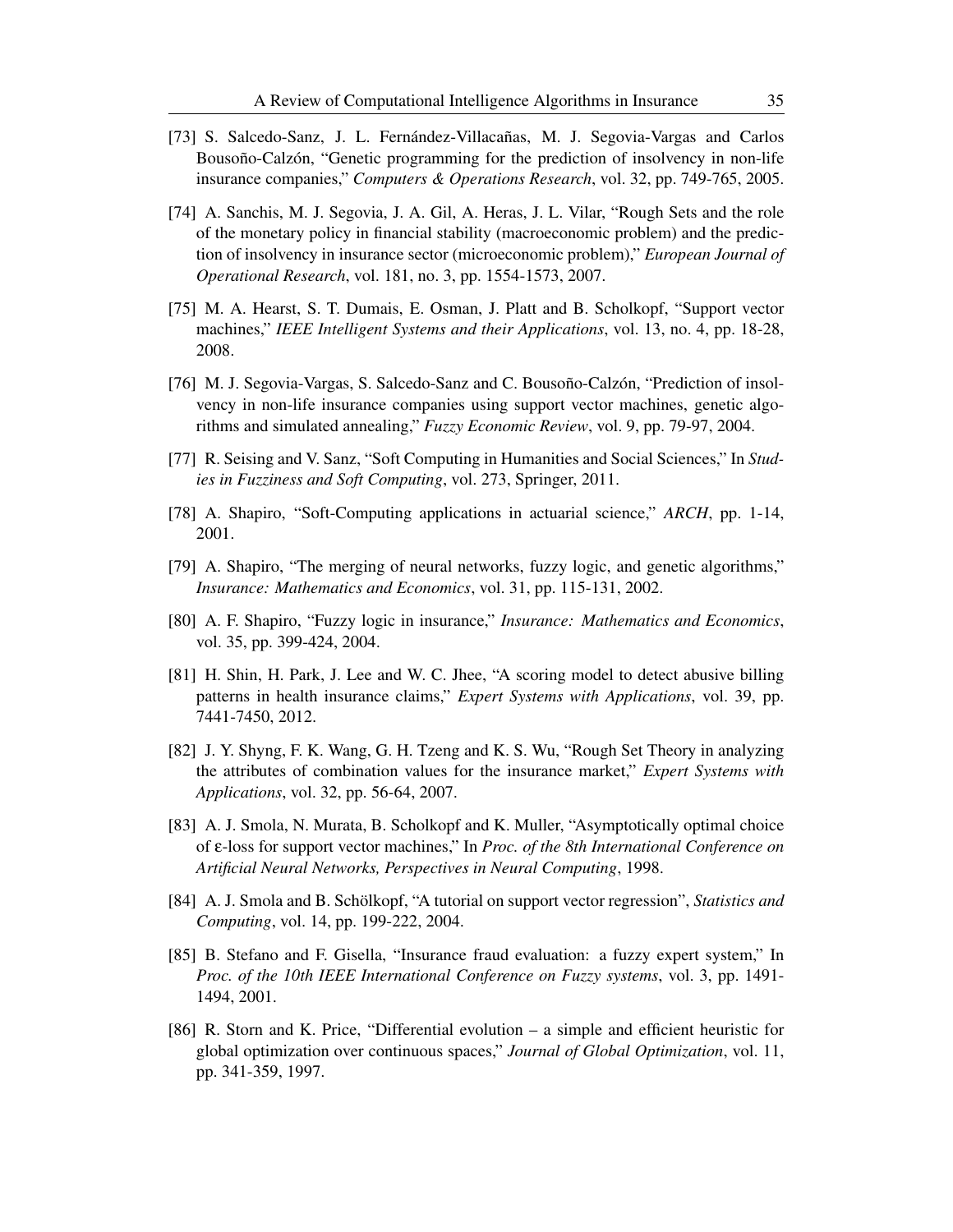[73] S. Salcedo-Sanz, J. L. Fernández-Villacañas, M. J. Segovia-Vargas and Carlos Bousoño-Calzón, "Genetic programming for the prediction of insolvency in non-life insurance companies," *Computers & Operations Research*, vol. 32, pp. 749-765, 2005.

[74] A. Sanchis, M. J. Segovia, J. A. Gil, A. Heras, J. L. Vilar, "Rough Sets and the role of the monetary policy in financial stability (macroeconomic problem) and the prediction of insolvency in insurance sector (microeconomic problem)," *European Journal of Operational Research*, vol. 181, no. 3, pp. 1554-1573, 2007.

[75] M. A. Hearst, S. T. Dumais, E. Osman, J. Platt and B. Scholkopf, "Support vector machines," *IEEE Intelligent Systems and their Applications*, vol. 13, no. 4, pp. 18-28, 2008.

[76] M. J. Segovia-Vargas, S. Salcedo-Sanz and C. Bousoño-Calzón, "Prediction of insolvency in non-life insurance companies using support vector machines, genetic algorithms and simulated annealing," *Fuzzy Economic Review*, vol. 9, pp. 79-97, 2004.

[77] R. Seising and V. Sanz, "Soft Computing in Humanities and Social Sciences," In *Studies in Fuzziness and Soft Computing*, vol. 273, Springer, 2011.

[78] A. Shapiro, "Soft-Computing applications in actuarial science," *ARCH*, pp. 1-14, 2001.

[79] A. Shapiro, "The merging of neural networks, fuzzy logic, and genetic algorithms," *Insurance: Mathematics and Economics*, vol. 31, pp. 115-131, 2002.

[80] A. F. Shapiro, "Fuzzy logic in insurance," *Insurance: Mathematics and Economics*, vol. 35, pp. 399-424, 2004.

[81] H. Shin, H. Park, J. Lee and W. C. Jhee, "A scoring model to detect abusive billing patterns in health insurance claims," *Expert Systems with Applications*, vol. 39, pp. 7441-7450, 2012.

[82] J. Y. Shyng, F. K. Wang, G. H. Tzeng and K. S. Wu, "Rough Set Theory in analyzing the attributes of combination values for the insurance market," *Expert Systems with Applications*, vol. 32, pp. 56-64, 2007.

[83] A. J. Smola, N. Murata, B. Scholkopf and K. Muller, "Asymptotically optimal choice of $\varepsilon$-loss for support vector machines," In *Proc. of the 8th International Conference on Artificial Neural Networks, Perspectives in Neural Computing*, 1998.

[84] A. J. Smola and B. Schölkopf, "A tutorial on support vector regression", *Statistics and Computing*, vol. 14, pp. 199-222, 2004.

[85] B. Stefano and F. Gisella, "Insurance fraud evaluation: a fuzzy expert system," In *Proc. of the 10th IEEE International Conference on Fuzzy systems*, vol. 3, pp. 1491-1494, 2001.

[86] R. Storn and K. Price, "Differential evolution – a simple and efficient heuristic for global optimization over continuous spaces," *Journal of Global Optimization*, vol. 11, pp. 341-359, 1997.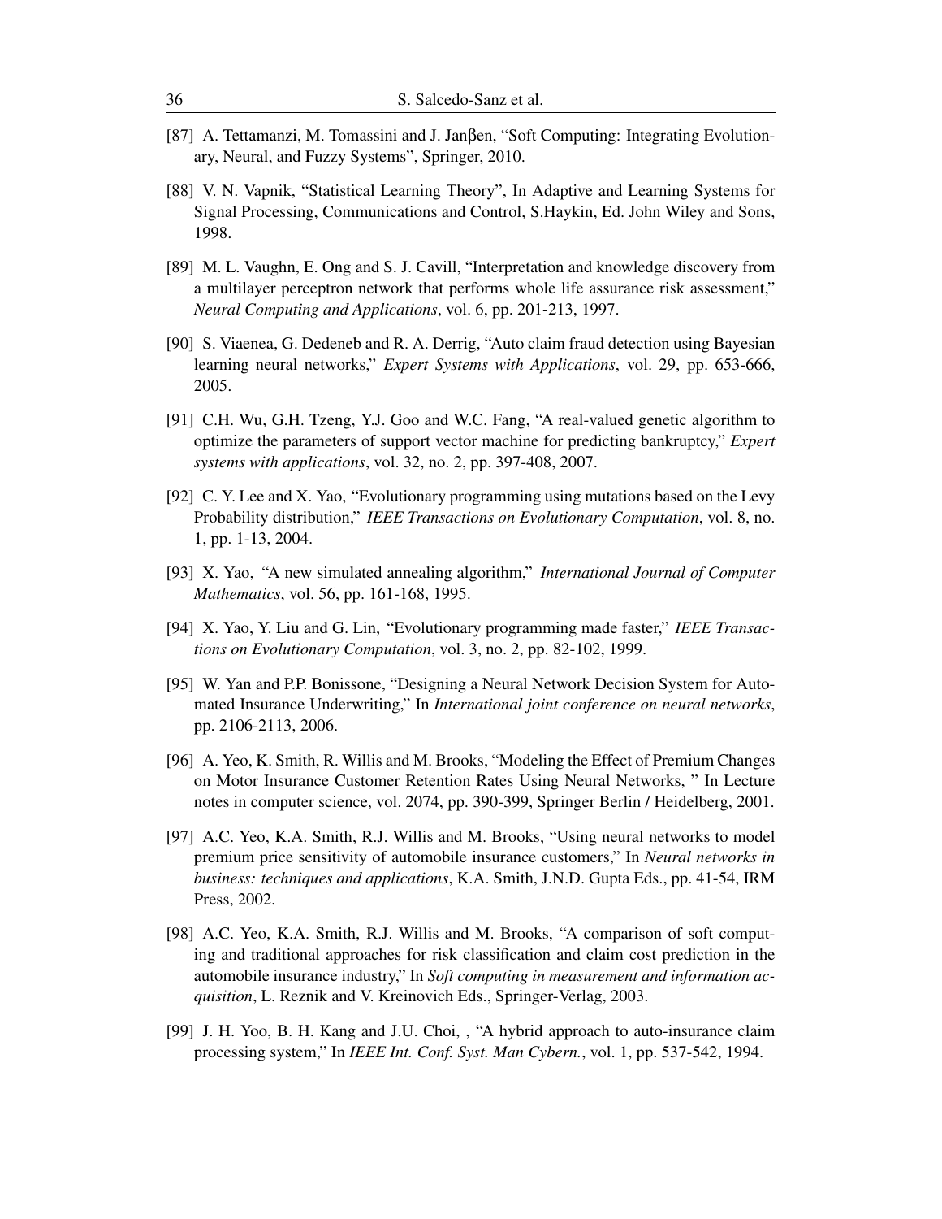[87] A. Tettamanzi, M. Tomassini and J. Janβen, "Soft Computing: Integrating Evolutionary, Neural, and Fuzzy Systems", Springer, 2010.

[88] V. N. Vapnik, "Statistical Learning Theory", In Adaptive and Learning Systems for Signal Processing, Communications and Control, S.Haykin, Ed. John Wiley and Sons, 1998.

[89] M. L. Vaughn, E. Ong and S. J. Cavill, "Interpretation and knowledge discovery from a multilayer perceptron network that performs whole life assurance risk assessment," *Neural Computing and Applications*, vol. 6, pp. 201-213, 1997.

[90] S. Viaenea, G. Dedeneb and R. A. Derrig, "Auto claim fraud detection using Bayesian learning neural networks," *Expert Systems with Applications*, vol. 29, pp. 653-666, 2005.

[91] C.H. Wu, G.H. Tzeng, Y.J. Goo and W.C. Fang, "A real-valued genetic algorithm to optimize the parameters of support vector machine for predicting bankruptcy," *Expert systems with applications*, vol. 32, no. 2, pp. 397-408, 2007.

[92] C. Y. Lee and X. Yao, "Evolutionary programming using mutations based on the Levy Probability distribution," *IEEE Transactions on Evolutionary Computation*, vol. 8, no. 1, pp. 1-13, 2004.

[93] X. Yao, "A new simulated annealing algorithm," *International Journal of Computer Mathematics*, vol. 56, pp. 161-168, 1995.

[94] X. Yao, Y. Liu and G. Lin, "Evolutionary programming made faster," *IEEE Transactions on Evolutionary Computation*, vol. 3, no. 2, pp. 82-102, 1999.

[95] W. Yan and P.P. Bonissone, "Designing a Neural Network Decision System for Automated Insurance Underwriting," In *International joint conference on neural networks*, pp. 2106-2113, 2006.

[96] A. Yeo, K. Smith, R. Willis and M. Brooks, "Modeling the Effect of Premium Changes on Motor Insurance Customer Retention Rates Using Neural Networks, " In Lecture notes in computer science, vol. 2074, pp. 390-399, Springer Berlin / Heidelberg, 2001.

[97] A.C. Yeo, K.A. Smith, R.J. Willis and M. Brooks, "Using neural networks to model premium price sensitivity of automobile insurance customers," In *Neural networks in business: techniques and applications*, K.A. Smith, J.N.D. Gupta Eds., pp. 41-54, IRM Press, 2002.

[98] A.C. Yeo, K.A. Smith, R.J. Willis and M. Brooks, "A comparison of soft computing and traditional approaches for risk classification and claim cost prediction in the automobile insurance industry," In *Soft computing in measurement and information acquisition*, L. Reznik and V. Kreinovich Eds., Springer-Verlag, 2003.

[99] J. H. Yoo, B. H. Kang and J.U. Choi, , "A hybrid approach to auto-insurance claim processing system," In *IEEE Int. Conf. Syst. Man Cybern.*, vol. 1, pp. 537-542, 1994.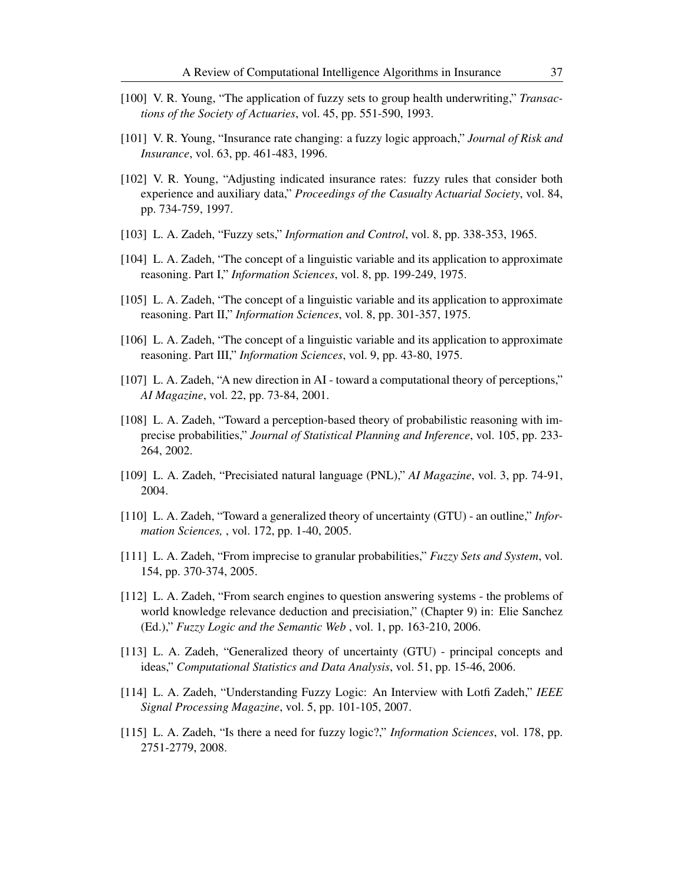[100] V. R. Young, "The application of fuzzy sets to group health underwriting," *Transactions of the Society of Actuaries*, vol. 45, pp. 551-590, 1993.

[101] V. R. Young, "Insurance rate changing: a fuzzy logic approach," *Journal of Risk and Insurance*, vol. 63, pp. 461-483, 1996.

[102] V. R. Young, "Adjusting indicated insurance rates: fuzzy rules that consider both experience and auxiliary data," *Proceedings of the Casualty Actuarial Society*, vol. 84, pp. 734-759, 1997.

[103] L. A. Zadeh, "Fuzzy sets," *Information and Control*, vol. 8, pp. 338-353, 1965.

[104] L. A. Zadeh, "The concept of a linguistic variable and its application to approximate reasoning. Part I," *Information Sciences*, vol. 8, pp. 199-249, 1975.

[105] L. A. Zadeh, "The concept of a linguistic variable and its application to approximate reasoning. Part II," *Information Sciences*, vol. 8, pp. 301-357, 1975.

[106] L. A. Zadeh, "The concept of a linguistic variable and its application to approximate reasoning. Part III," *Information Sciences*, vol. 9, pp. 43-80, 1975.

[107] L. A. Zadeh, "A new direction in AI - toward a computational theory of perceptions," *AI Magazine*, vol. 22, pp. 73-84, 2001.

[108] L. A. Zadeh, "Toward a perception-based theory of probabilistic reasoning with imprecise probabilities," *Journal of Statistical Planning and Inference*, vol. 105, pp. 233-264, 2002.

[109] L. A. Zadeh, "Precisiated natural language (PNL)," *AI Magazine*, vol. 3, pp. 74-91, 2004.

[110] L. A. Zadeh, "Toward a generalized theory of uncertainty (GTU) - an outline," *Information Sciences,* , vol. 172, pp. 1-40, 2005.

[111] L. A. Zadeh, "From imprecise to granular probabilities," *Fuzzy Sets and System*, vol. 154, pp. 370-374, 2005.

[112] L. A. Zadeh, "From search engines to question answering systems - the problems of world knowledge relevance deduction and precisiation," (Chapter 9) in: Elie Sanchez (Ed.)," *Fuzzy Logic and the Semantic Web* , vol. 1, pp. 163-210, 2006.

[113] L. A. Zadeh, "Generalized theory of uncertainty (GTU) - principal concepts and ideas," *Computational Statistics and Data Analysis*, vol. 51, pp. 15-46, 2006.

[114] L. A. Zadeh, "Understanding Fuzzy Logic: An Interview with Lotfi Zadeh," *IEEE Signal Processing Magazine*, vol. 5, pp. 101-105, 2007.

[115] L. A. Zadeh, "Is there a need for fuzzy logic?," *Information Sciences*, vol. 178, pp. 2751-2779, 2008.